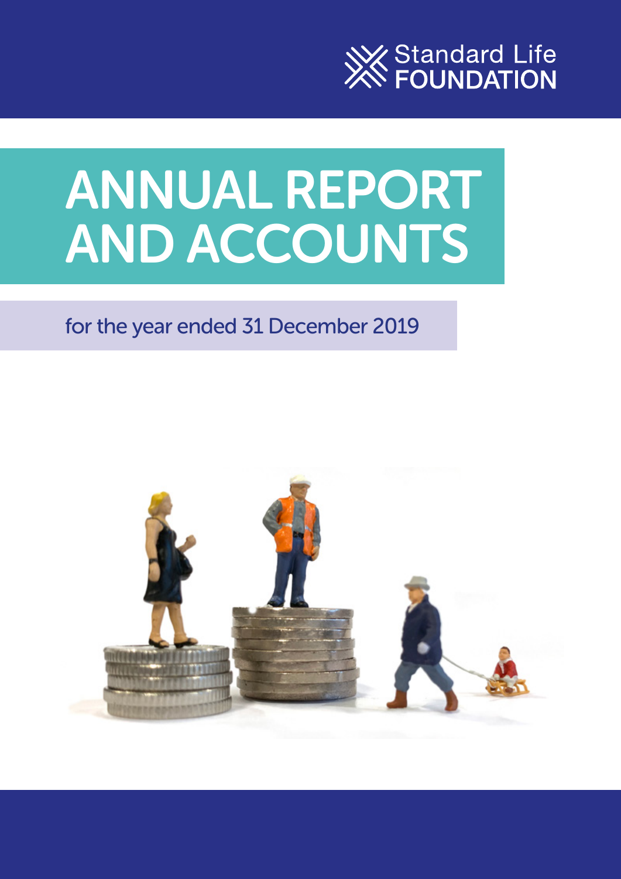Standard Life FOUNDATION

# ANNUAL REPORT AND ACCOUNTS

for the year ended 31 December 2019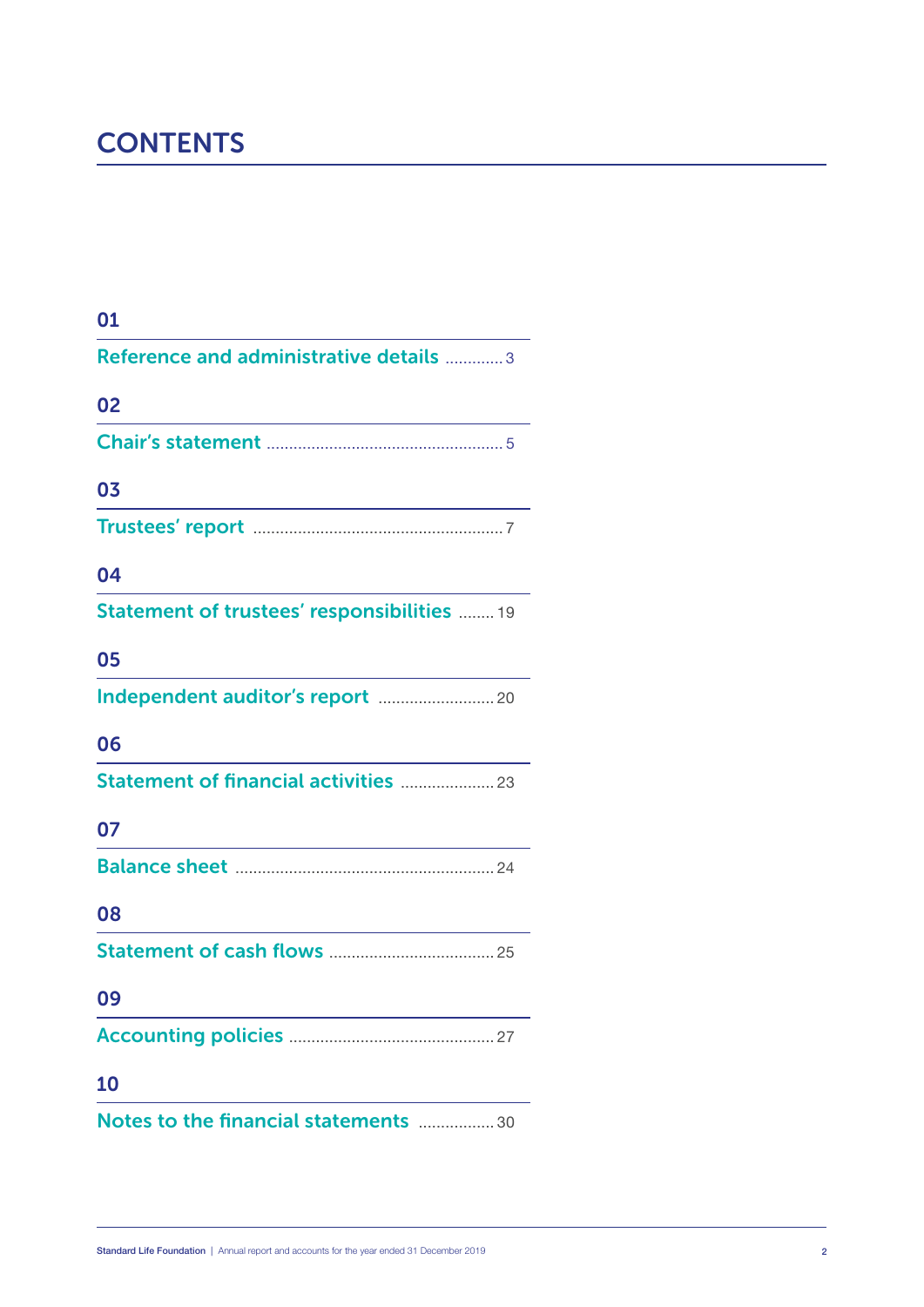# CONTENTS

01

Reference and administrative details ............. 3

02

Chair's statement .................................................... 5

03

Trustees' report ....................................................... 7

04

Statement of trustees' responsibilities ........ 19

05

Independent auditor's report .......................... 20

06

Statement of financial activities ..................... 23

07

Balance sheet .......................................................... 24

08

Statement of cash flows .................................... 25

09

Accounting policies ............................................. 27

10

Notes to the financial statements ................. 30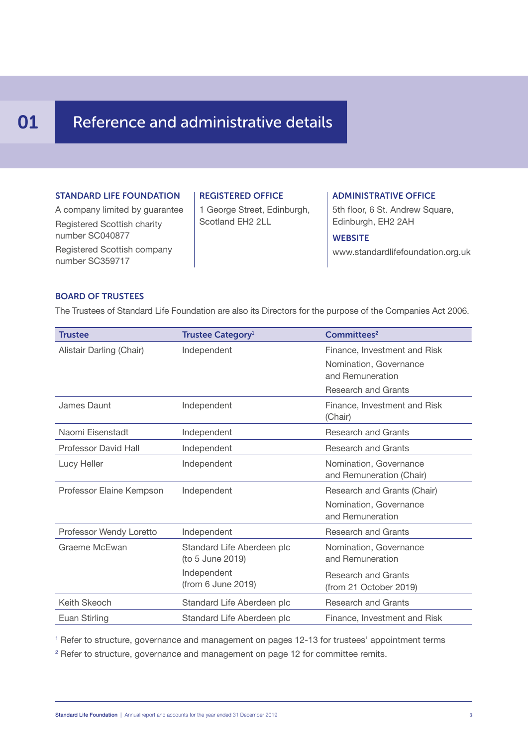# 01 Reference and administrative details

**STANDARD LIFE FOUNDATION**

A company limited by guarantee

Registered Scottish charity number SC040877

Registered Scottish company number SC359717

**REGISTERED OFFICE**

1 George Street, Edinburgh, Scotland EH2 2LL

**ADMINISTRATIVE OFFICE**

5th floor, 6 St. Andrew Square, Edinburgh, EH2 2AH

**WEBSITE**

www.standardlifefoundation.org.uk

**BOARD OF TRUSTEES**

The Trustees of Standard Life Foundation are also its Directors for the purpose of the Companies Act 2006.

| Trustee | Trustee Category[1] | Committees[2] |
|---|---|---|
| Alistair Darling (Chair) | Independent | Finance, Investment and Risk<br>Nomination, Governance and Remuneration<br>Research and Grants |
| James Daunt | Independent | Finance, Investment and Risk (Chair) |
| Naomi Eisenstadt | Independent | Research and Grants |
| Professor David Hall | Independent | Research and Grants |
| Lucy Heller | Independent | Nomination, Governance and Remuneration (Chair) |
| Professor Elaine Kempson | Independent | Research and Grants (Chair)<br>Nomination, Governance and Remuneration |
| Professor Wendy Loretto | Independent | Research and Grants |
| Graeme McEwan | Standard Life Aberdeen plc (to 5 June 2019)<br>Independent (from 6 June 2019) | Nomination, Governance and Remuneration<br>Research and Grants (from 21 October 2019) |
| Keith Skeoch | Standard Life Aberdeen plc | Research and Grants |
| Euan Stirling | Standard Life Aberdeen plc | Finance, Investment and Risk |

[1] Refer to structure, governance and management on pages 12-13 for trustees' appointment terms

[2] Refer to structure, governance and management on page 12 for committee remits.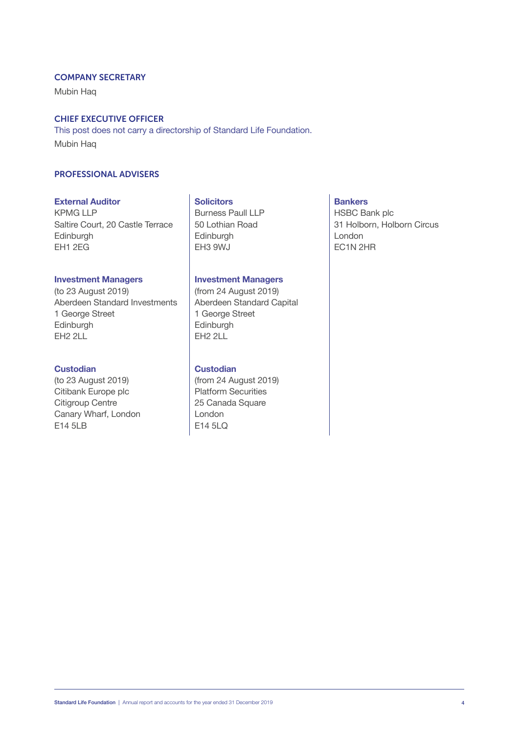## COMPANY SECRETARY

Mubin Haq

## CHIEF EXECUTIVE OFFICER

This post does not carry a directorship of Standard Life Foundation.

Mubin Haq

## PROFESSIONAL ADVISERS

### External Auditor

KPMG LLP
Saltire Court, 20 Castle Terrace
Edinburgh
EH1 2EG

### Investment Managers

(to 23 August 2019)
Aberdeen Standard Investments
1 George Street
Edinburgh
EH2 2LL

### Custodian

(to 23 August 2019)
Citibank Europe plc
Citigroup Centre
Canary Wharf, London
E14 5LB

### Solicitors

Burness Paull LLP
50 Lothian Road
Edinburgh
EH3 9WJ

### Investment Managers

(from 24 August 2019)
Aberdeen Standard Capital
1 George Street
Edinburgh
EH2 2LL

### Custodian

(from 24 August 2019)
Platform Securities
25 Canada Square
London
E14 5LQ

### Bankers

HSBC Bank plc
31 Holborn, Holborn Circus
London
EC1N 2HR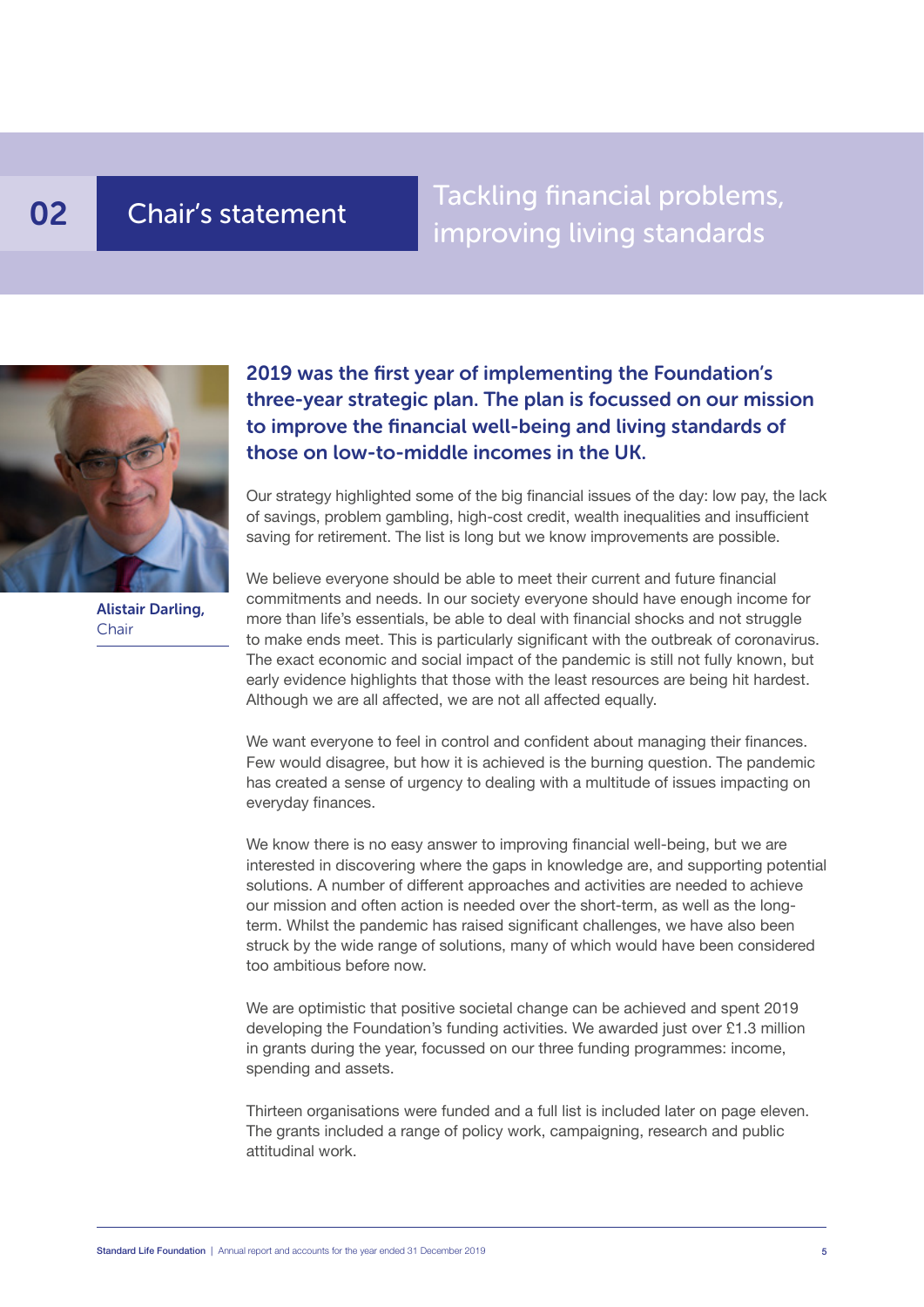# 02 Chair's statement

## Tackling financial problems, improving living standards

Alistair Darling, Chair

**2019 was the first year of implementing the Foundation's three-year strategic plan. The plan is focussed on our mission to improve the financial well-being and living standards of those on low-to-middle incomes in the UK.**

Our strategy highlighted some of the big financial issues of the day: low pay, the lack of savings, problem gambling, high-cost credit, wealth inequalities and insufficient saving for retirement. The list is long but we know improvements are possible.

We believe everyone should be able to meet their current and future financial commitments and needs. In our society everyone should have enough income for more than life's essentials, be able to deal with financial shocks and not struggle to make ends meet. This is particularly significant with the outbreak of coronavirus. The exact economic and social impact of the pandemic is still not fully known, but early evidence highlights that those with the least resources are being hit hardest. Although we are all affected, we are not all affected equally.

We want everyone to feel in control and confident about managing their finances. Few would disagree, but how it is achieved is the burning question. The pandemic has created a sense of urgency to dealing with a multitude of issues impacting on everyday finances.

We know there is no easy answer to improving financial well-being, but we are interested in discovering where the gaps in knowledge are, and supporting potential solutions. A number of different approaches and activities are needed to achieve our mission and often action is needed over the short-term, as well as the long-term. Whilst the pandemic has raised significant challenges, we have also been struck by the wide range of solutions, many of which would have been considered too ambitious before now.

We are optimistic that positive societal change can be achieved and spent 2019 developing the Foundation's funding activities. We awarded just over £1.3 million in grants during the year, focussed on our three funding programmes: income, spending and assets.

Thirteen organisations were funded and a full list is included later on page eleven. The grants included a range of policy work, campaigning, research and public attitudinal work.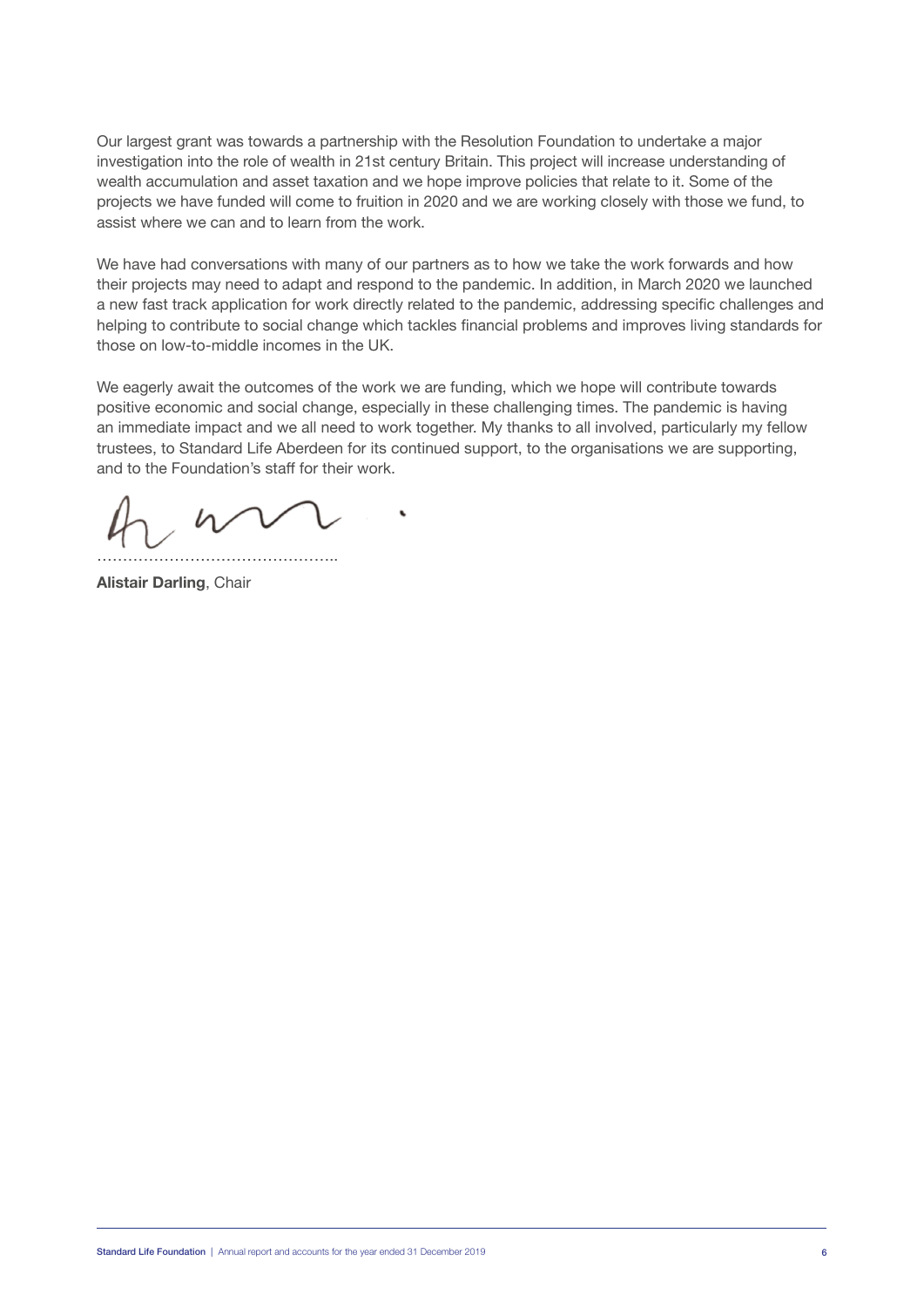Our largest grant was towards a partnership with the Resolution Foundation to undertake a major investigation into the role of wealth in 21st century Britain. This project will increase understanding of wealth accumulation and asset taxation and we hope improve policies that relate to it. Some of the projects we have funded will come to fruition in 2020 and we are working closely with those we fund, to assist where we can and to learn from the work.

We have had conversations with many of our partners as to how we take the work forwards and how their projects may need to adapt and respond to the pandemic. In addition, in March 2020 we launched a new fast track application for work directly related to the pandemic, addressing specific challenges and helping to contribute to social change which tackles financial problems and improves living standards for those on low-to-middle incomes in the UK.

We eagerly await the outcomes of the work we are funding, which we hope will contribute towards positive economic and social change, especially in these challenging times. The pandemic is having an immediate impact and we all need to work together. My thanks to all involved, particularly my fellow trustees, to Standard Life Aberdeen for its continued support, to the organisations we are supporting, and to the Foundation's staff for their work.

…………………………………………..

**Alistair Darling**, Chair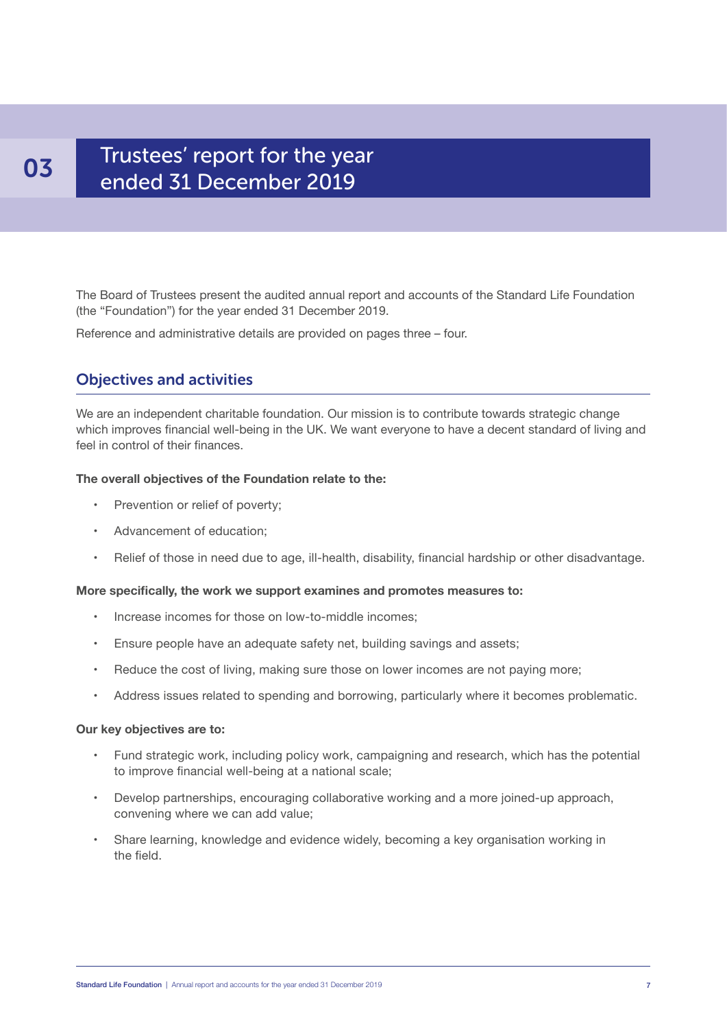# 03 Trustees' report for the year ended 31 December 2019

The Board of Trustees present the audited annual report and accounts of the Standard Life Foundation (the "Foundation") for the year ended 31 December 2019.

Reference and administrative details are provided on pages three – four.

## Objectives and activities

We are an independent charitable foundation. Our mission is to contribute towards strategic change which improves financial well-being in the UK. We want everyone to have a decent standard of living and feel in control of their finances.

**The overall objectives of the Foundation relate to the:**

- Prevention or relief of poverty;
- Advancement of education;
- Relief of those in need due to age, ill-health, disability, financial hardship or other disadvantage.

**More specifically, the work we support examines and promotes measures to:**

- Increase incomes for those on low-to-middle incomes;
- Ensure people have an adequate safety net, building savings and assets;
- Reduce the cost of living, making sure those on lower incomes are not paying more;
- Address issues related to spending and borrowing, particularly where it becomes problematic.

**Our key objectives are to:**

- Fund strategic work, including policy work, campaigning and research, which has the potential to improve financial well-being at a national scale;
- Develop partnerships, encouraging collaborative working and a more joined-up approach, convening where we can add value;
- Share learning, knowledge and evidence widely, becoming a key organisation working in the field.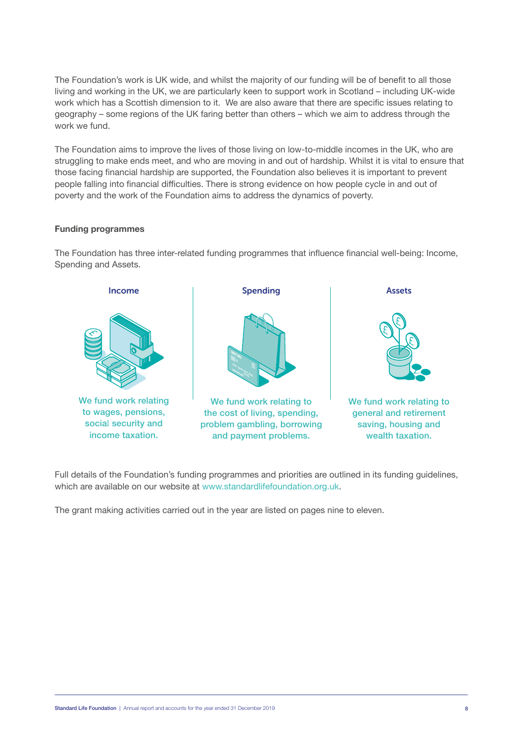The Foundation's work is UK wide, and whilst the majority of our funding will be of benefit to all those living and working in the UK, we are particularly keen to support work in Scotland – including UK-wide work which has a Scottish dimension to it. We are also aware that there are specific issues relating to geography – some regions of the UK faring better than others – which we aim to address through the work we fund.

The Foundation aims to improve the lives of those living on low-to-middle incomes in the UK, who are struggling to make ends meet, and who are moving in and out of hardship. Whilst it is vital to ensure that those facing financial hardship are supported, the Foundation also believes it is important to prevent people falling into financial difficulties. There is strong evidence on how people cycle in and out of poverty and the work of the Foundation aims to address the dynamics of poverty.

**Funding programmes**

The Foundation has three inter-related funding programmes that influence financial well-being: Income, Spending and Assets.

**Income**

We fund work relating to wages, pensions, social security and income taxation.

**Spending**

We fund work relating to the cost of living, spending, problem gambling, borrowing and payment problems.

**Assets**

We fund work relating to general and retirement saving, housing and wealth taxation.

Full details of the Foundation's funding programmes and priorities are outlined in its funding guidelines, which are available on our website at www.standardlifefoundation.org.uk.

The grant making activities carried out in the year are listed on pages nine to eleven.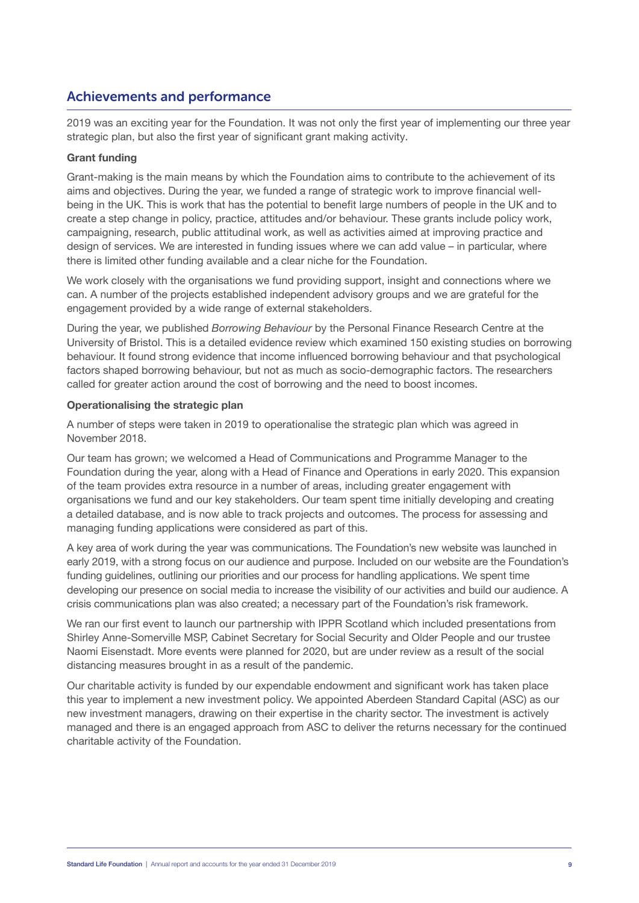## Achievements and performance

2019 was an exciting year for the Foundation. It was not only the first year of implementing our three year strategic plan, but also the first year of significant grant making activity.

**Grant funding**

Grant-making is the main means by which the Foundation aims to contribute to the achievement of its aims and objectives. During the year, we funded a range of strategic work to improve financial well-being in the UK. This is work that has the potential to benefit large numbers of people in the UK and to create a step change in policy, practice, attitudes and/or behaviour. These grants include policy work, campaigning, research, public attitudinal work, as well as activities aimed at improving practice and design of services. We are interested in funding issues where we can add value – in particular, where there is limited other funding available and a clear niche for the Foundation.

We work closely with the organisations we fund providing support, insight and connections where we can. A number of the projects established independent advisory groups and we are grateful for the engagement provided by a wide range of external stakeholders.

During the year, we published *Borrowing Behaviour* by the Personal Finance Research Centre at the University of Bristol. This is a detailed evidence review which examined 150 existing studies on borrowing behaviour. It found strong evidence that income influenced borrowing behaviour and that psychological factors shaped borrowing behaviour, but not as much as socio-demographic factors. The researchers called for greater action around the cost of borrowing and the need to boost incomes.

**Operationalising the strategic plan**

A number of steps were taken in 2019 to operationalise the strategic plan which was agreed in November 2018.

Our team has grown; we welcomed a Head of Communications and Programme Manager to the Foundation during the year, along with a Head of Finance and Operations in early 2020. This expansion of the team provides extra resource in a number of areas, including greater engagement with organisations we fund and our key stakeholders. Our team spent time initially developing and creating a detailed database, and is now able to track projects and outcomes. The process for assessing and managing funding applications were considered as part of this.

A key area of work during the year was communications. The Foundation's new website was launched in early 2019, with a strong focus on our audience and purpose. Included on our website are the Foundation's funding guidelines, outlining our priorities and our process for handling applications. We spent time developing our presence on social media to increase the visibility of our activities and build our audience. A crisis communications plan was also created; a necessary part of the Foundation's risk framework.

We ran our first event to launch our partnership with IPPR Scotland which included presentations from Shirley Anne-Somerville MSP, Cabinet Secretary for Social Security and Older People and our trustee Naomi Eisenstadt. More events were planned for 2020, but are under review as a result of the social distancing measures brought in as a result of the pandemic.

Our charitable activity is funded by our expendable endowment and significant work has taken place this year to implement a new investment policy. We appointed Aberdeen Standard Capital (ASC) as our new investment managers, drawing on their expertise in the charity sector. The investment is actively managed and there is an engaged approach from ASC to deliver the returns necessary for the continued charitable activity of the Foundation.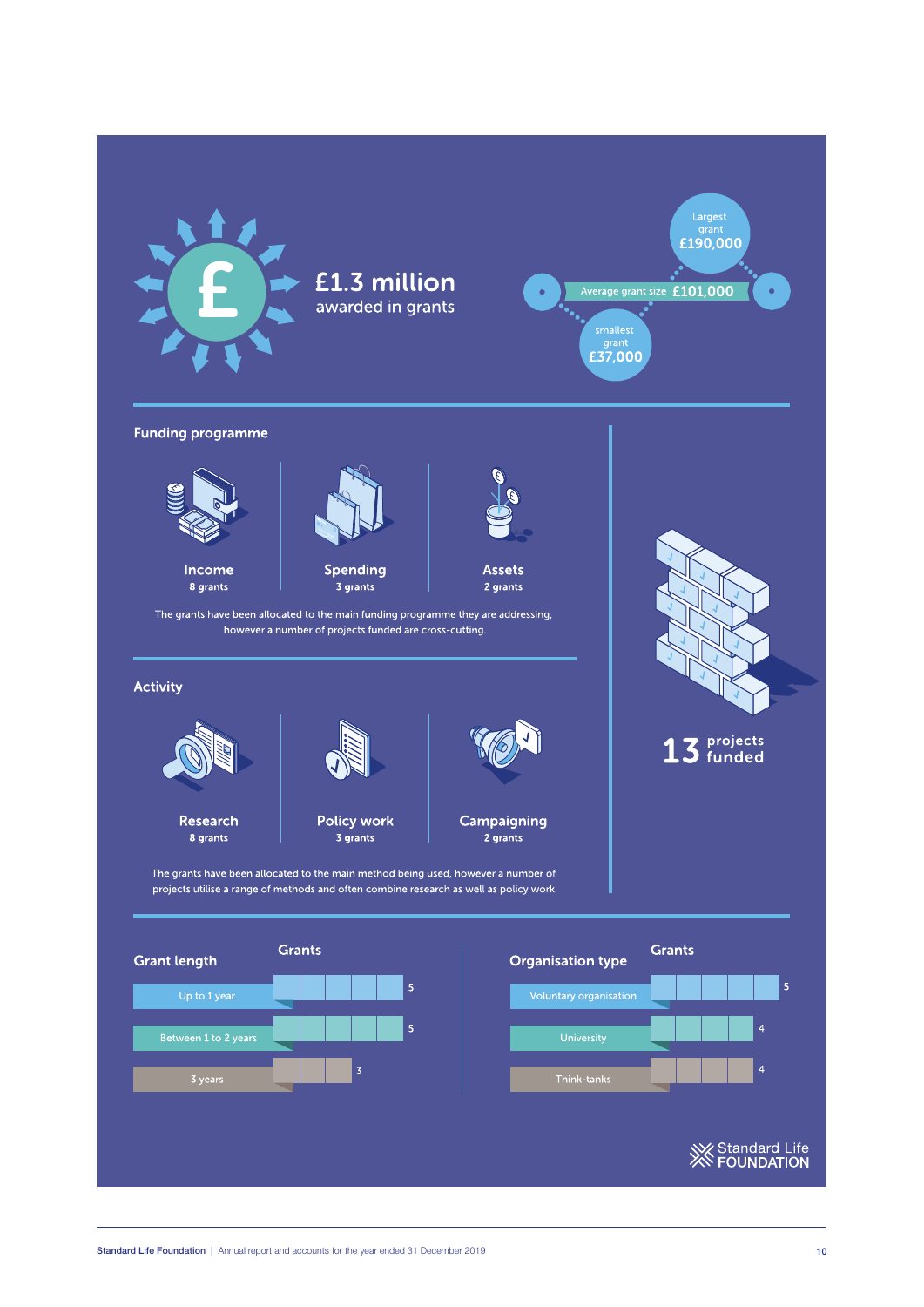**£1.3 million** awarded in grants

Largest grant **£190,000**

Average grant size **£101,000**

smallest grant **£37,000**

## Funding programme

| Income | Spending | Assets |
|---|---|---|
| 8 grants | 3 grants | 2 grants |

The grants have been allocated to the main funding programme they are addressing, however a number of projects funded are cross-cutting.

## Activity

| Research | Policy work | Campaigning |
|---|---|---|
| 8 grants | 3 grants | 2 grants |

The grants have been allocated to the main method being used, however a number of projects utilise a range of methods and often combine research as well as policy work.

**13** projects funded

## Grant length

| Grant length | Grants |
|---|---|
| Up to 1 year | 5 |
| Between 1 to 2 years | 5 |
| 3 years | 3 |

## Organisation type

| Organisation type | Grants |
|---|---|
| Voluntary organisation | 5 |
| University | 4 |
| Think-tanks | 4 |

Standard Life FOUNDATION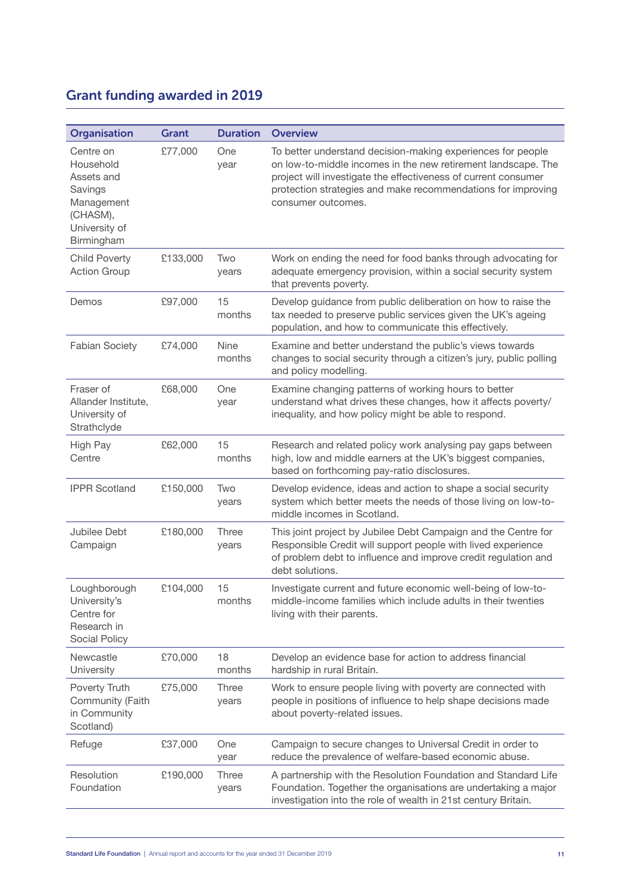## Grant funding awarded in 2019

| Organisation | Grant | Duration | Overview |
|---|---|---|---|
| Centre on Household Assets and Savings Management (CHASM), University of Birmingham | £77,000 | One year | To better understand decision-making experiences for people on low-to-middle incomes in the new retirement landscape. The project will investigate the effectiveness of current consumer protection strategies and make recommendations for improving consumer outcomes. |
| Child Poverty Action Group | £133,000 | Two years | Work on ending the need for food banks through advocating for adequate emergency provision, within a social security system that prevents poverty. |
| Demos | £97,000 | 15 months | Develop guidance from public deliberation on how to raise the tax needed to preserve public services given the UK's ageing population, and how to communicate this effectively. |
| Fabian Society | £74,000 | Nine months | Examine and better understand the public's views towards changes to social security through a citizen's jury, public polling and policy modelling. |
| Fraser of Allander Institute, University of Strathclyde | £68,000 | One year | Examine changing patterns of working hours to better understand what drives these changes, how it affects poverty/inequality, and how policy might be able to respond. |
| High Pay Centre | £62,000 | 15 months | Research and related policy work analysing pay gaps between high, low and middle earners at the UK's biggest companies, based on forthcoming pay-ratio disclosures. |
| IPPR Scotland | £150,000 | Two years | Develop evidence, ideas and action to shape a social security system which better meets the needs of those living on low-to-middle incomes in Scotland. |
| Jubilee Debt Campaign | £180,000 | Three years | This joint project by Jubilee Debt Campaign and the Centre for Responsible Credit will support people with lived experience of problem debt to influence and improve credit regulation and debt solutions. |
| Loughborough University's Centre for Research in Social Policy | £104,000 | 15 months | Investigate current and future economic well-being of low-to-middle-income families which include adults in their twenties living with their parents. |
| Newcastle University | £70,000 | 18 months | Develop an evidence base for action to address financial hardship in rural Britain. |
| Poverty Truth Community (Faith in Community Scotland) | £75,000 | Three years | Work to ensure people living with poverty are connected with people in positions of influence to help shape decisions made about poverty-related issues. |
| Refuge | £37,000 | One year | Campaign to secure changes to Universal Credit in order to reduce the prevalence of welfare-based economic abuse. |
| Resolution Foundation | £190,000 | Three years | A partnership with the Resolution Foundation and Standard Life Foundation. Together the organisations are undertaking a major investigation into the role of wealth in 21st century Britain. |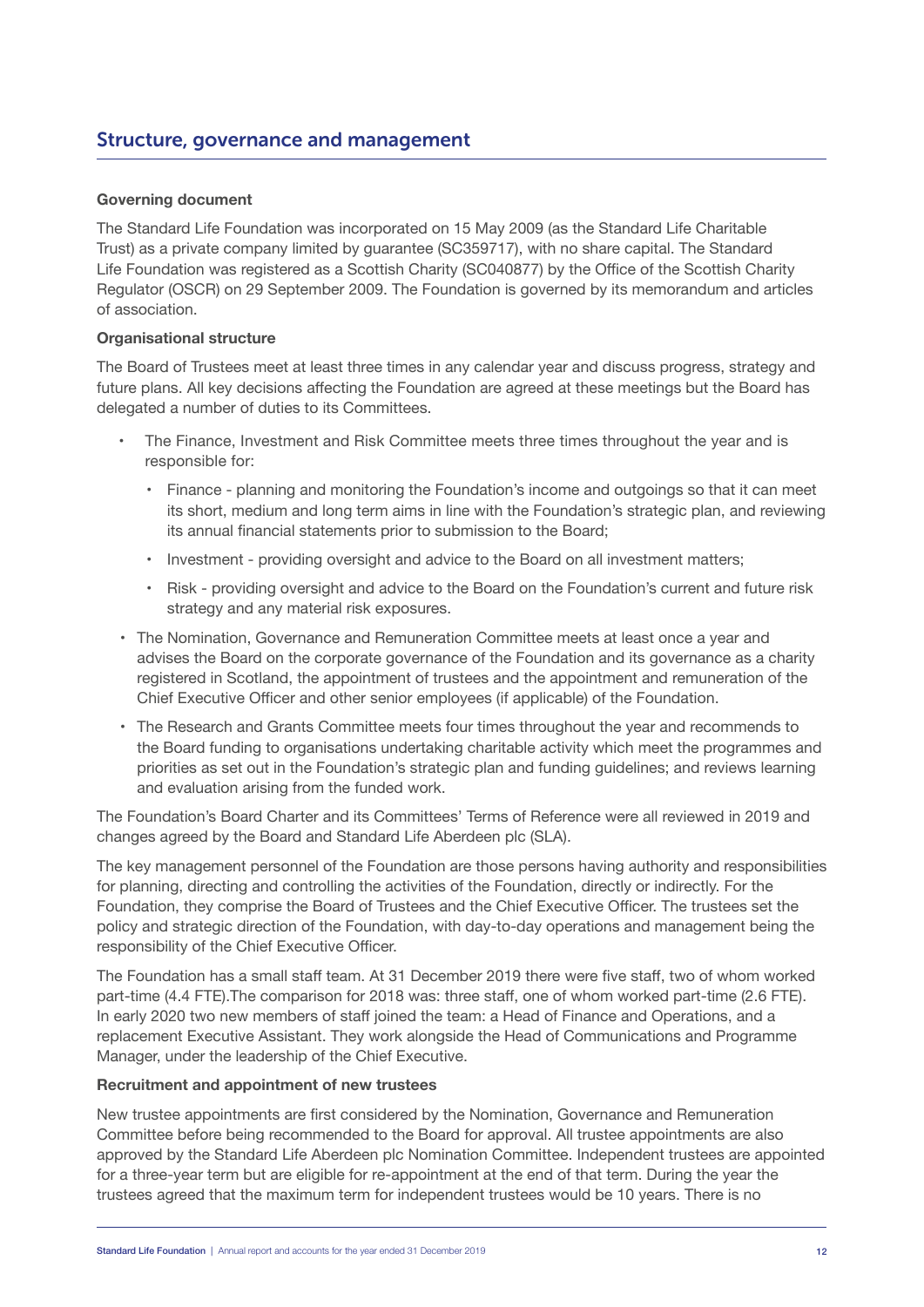## Structure, governance and management

**Governing document**

The Standard Life Foundation was incorporated on 15 May 2009 (as the Standard Life Charitable Trust) as a private company limited by guarantee (SC359717), with no share capital. The Standard Life Foundation was registered as a Scottish Charity (SC040877) by the Office of the Scottish Charity Regulator (OSCR) on 29 September 2009. The Foundation is governed by its memorandum and articles of association.

**Organisational structure**

The Board of Trustees meet at least three times in any calendar year and discuss progress, strategy and future plans. All key decisions affecting the Foundation are agreed at these meetings but the Board has delegated a number of duties to its Committees.

- The Finance, Investment and Risk Committee meets three times throughout the year and is responsible for:
  - Finance - planning and monitoring the Foundation's income and outgoings so that it can meet its short, medium and long term aims in line with the Foundation's strategic plan, and reviewing its annual financial statements prior to submission to the Board;
  - Investment - providing oversight and advice to the Board on all investment matters;
  - Risk - providing oversight and advice to the Board on the Foundation's current and future risk strategy and any material risk exposures.
- The Nomination, Governance and Remuneration Committee meets at least once a year and advises the Board on the corporate governance of the Foundation and its governance as a charity registered in Scotland, the appointment of trustees and the appointment and remuneration of the Chief Executive Officer and other senior employees (if applicable) of the Foundation.
- The Research and Grants Committee meets four times throughout the year and recommends to the Board funding to organisations undertaking charitable activity which meet the programmes and priorities as set out in the Foundation's strategic plan and funding guidelines; and reviews learning and evaluation arising from the funded work.

The Foundation's Board Charter and its Committees' Terms of Reference were all reviewed in 2019 and changes agreed by the Board and Standard Life Aberdeen plc (SLA).

The key management personnel of the Foundation are those persons having authority and responsibilities for planning, directing and controlling the activities of the Foundation, directly or indirectly. For the Foundation, they comprise the Board of Trustees and the Chief Executive Officer. The trustees set the policy and strategic direction of the Foundation, with day-to-day operations and management being the responsibility of the Chief Executive Officer.

The Foundation has a small staff team. At 31 December 2019 there were five staff, two of whom worked part-time (4.4 FTE).The comparison for 2018 was: three staff, one of whom worked part-time (2.6 FTE). In early 2020 two new members of staff joined the team: a Head of Finance and Operations, and a replacement Executive Assistant. They work alongside the Head of Communications and Programme Manager, under the leadership of the Chief Executive.

**Recruitment and appointment of new trustees**

New trustee appointments are first considered by the Nomination, Governance and Remuneration Committee before being recommended to the Board for approval. All trustee appointments are also approved by the Standard Life Aberdeen plc Nomination Committee. Independent trustees are appointed for a three-year term but are eligible for re-appointment at the end of that term. During the year the trustees agreed that the maximum term for independent trustees would be 10 years. There is no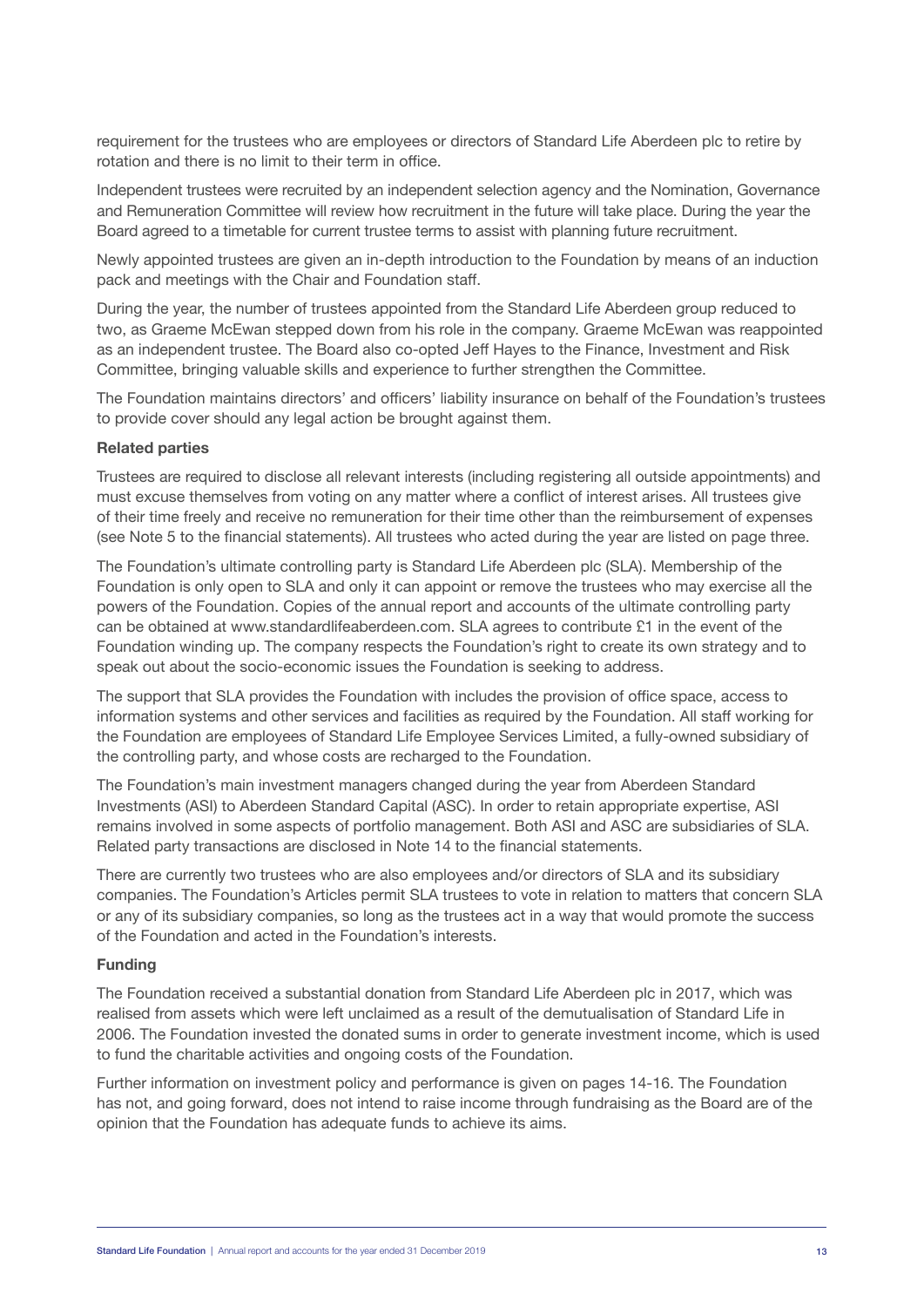requirement for the trustees who are employees or directors of Standard Life Aberdeen plc to retire by rotation and there is no limit to their term in office.

Independent trustees were recruited by an independent selection agency and the Nomination, Governance and Remuneration Committee will review how recruitment in the future will take place. During the year the Board agreed to a timetable for current trustee terms to assist with planning future recruitment.

Newly appointed trustees are given an in-depth introduction to the Foundation by means of an induction pack and meetings with the Chair and Foundation staff.

During the year, the number of trustees appointed from the Standard Life Aberdeen group reduced to two, as Graeme McEwan stepped down from his role in the company. Graeme McEwan was reappointed as an independent trustee. The Board also co-opted Jeff Hayes to the Finance, Investment and Risk Committee, bringing valuable skills and experience to further strengthen the Committee.

The Foundation maintains directors' and officers' liability insurance on behalf of the Foundation's trustees to provide cover should any legal action be brought against them.

**Related parties**

Trustees are required to disclose all relevant interests (including registering all outside appointments) and must excuse themselves from voting on any matter where a conflict of interest arises. All trustees give of their time freely and receive no remuneration for their time other than the reimbursement of expenses (see Note 5 to the financial statements). All trustees who acted during the year are listed on page three.

The Foundation's ultimate controlling party is Standard Life Aberdeen plc (SLA). Membership of the Foundation is only open to SLA and only it can appoint or remove the trustees who may exercise all the powers of the Foundation. Copies of the annual report and accounts of the ultimate controlling party can be obtained at www.standardlifeaberdeen.com. SLA agrees to contribute £1 in the event of the Foundation winding up. The company respects the Foundation's right to create its own strategy and to speak out about the socio-economic issues the Foundation is seeking to address.

The support that SLA provides the Foundation with includes the provision of office space, access to information systems and other services and facilities as required by the Foundation. All staff working for the Foundation are employees of Standard Life Employee Services Limited, a fully-owned subsidiary of the controlling party, and whose costs are recharged to the Foundation.

The Foundation's main investment managers changed during the year from Aberdeen Standard Investments (ASI) to Aberdeen Standard Capital (ASC). In order to retain appropriate expertise, ASI remains involved in some aspects of portfolio management. Both ASI and ASC are subsidiaries of SLA. Related party transactions are disclosed in Note 14 to the financial statements.

There are currently two trustees who are also employees and/or directors of SLA and its subsidiary companies. The Foundation's Articles permit SLA trustees to vote in relation to matters that concern SLA or any of its subsidiary companies, so long as the trustees act in a way that would promote the success of the Foundation and acted in the Foundation's interests.

**Funding**

The Foundation received a substantial donation from Standard Life Aberdeen plc in 2017, which was realised from assets which were left unclaimed as a result of the demutualisation of Standard Life in 2006. The Foundation invested the donated sums in order to generate investment income, which is used to fund the charitable activities and ongoing costs of the Foundation.

Further information on investment policy and performance is given on pages 14-16. The Foundation has not, and going forward, does not intend to raise income through fundraising as the Board are of the opinion that the Foundation has adequate funds to achieve its aims.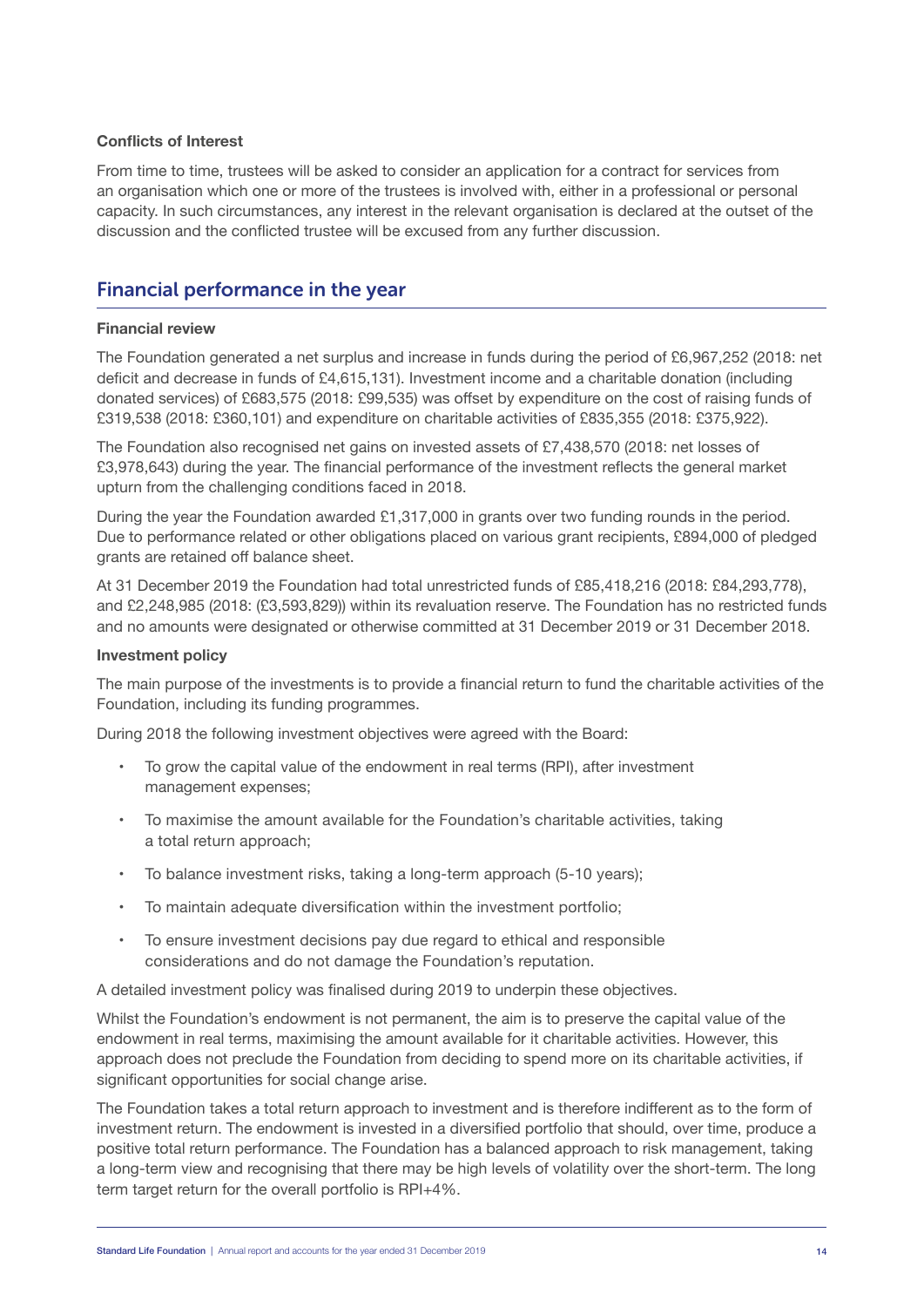**Conflicts of Interest**

From time to time, trustees will be asked to consider an application for a contract for services from an organisation which one or more of the trustees is involved with, either in a professional or personal capacity. In such circumstances, any interest in the relevant organisation is declared at the outset of the discussion and the conflicted trustee will be excused from any further discussion.

## Financial performance in the year

**Financial review**

The Foundation generated a net surplus and increase in funds during the period of £6,967,252 (2018: net deficit and decrease in funds of £4,615,131). Investment income and a charitable donation (including donated services) of £683,575 (2018: £99,535) was offset by expenditure on the cost of raising funds of £319,538 (2018: £360,101) and expenditure on charitable activities of £835,355 (2018: £375,922).

The Foundation also recognised net gains on invested assets of £7,438,570 (2018: net losses of £3,978,643) during the year. The financial performance of the investment reflects the general market upturn from the challenging conditions faced in 2018.

During the year the Foundation awarded £1,317,000 in grants over two funding rounds in the period. Due to performance related or other obligations placed on various grant recipients, £894,000 of pledged grants are retained off balance sheet.

At 31 December 2019 the Foundation had total unrestricted funds of £85,418,216 (2018: £84,293,778), and £2,248,985 (2018: (£3,593,829)) within its revaluation reserve. The Foundation has no restricted funds and no amounts were designated or otherwise committed at 31 December 2019 or 31 December 2018.

**Investment policy**

The main purpose of the investments is to provide a financial return to fund the charitable activities of the Foundation, including its funding programmes.

During 2018 the following investment objectives were agreed with the Board:

- To grow the capital value of the endowment in real terms (RPI), after investment management expenses;
- To maximise the amount available for the Foundation's charitable activities, taking a total return approach;
- To balance investment risks, taking a long-term approach (5-10 years);
- To maintain adequate diversification within the investment portfolio;
- To ensure investment decisions pay due regard to ethical and responsible considerations and do not damage the Foundation's reputation.

A detailed investment policy was finalised during 2019 to underpin these objectives.

Whilst the Foundation's endowment is not permanent, the aim is to preserve the capital value of the endowment in real terms, maximising the amount available for it charitable activities. However, this approach does not preclude the Foundation from deciding to spend more on its charitable activities, if significant opportunities for social change arise.

The Foundation takes a total return approach to investment and is therefore indifferent as to the form of investment return. The endowment is invested in a diversified portfolio that should, over time, produce a positive total return performance. The Foundation has a balanced approach to risk management, taking a long-term view and recognising that there may be high levels of volatility over the short-term. The long term target return for the overall portfolio is RPI+4%.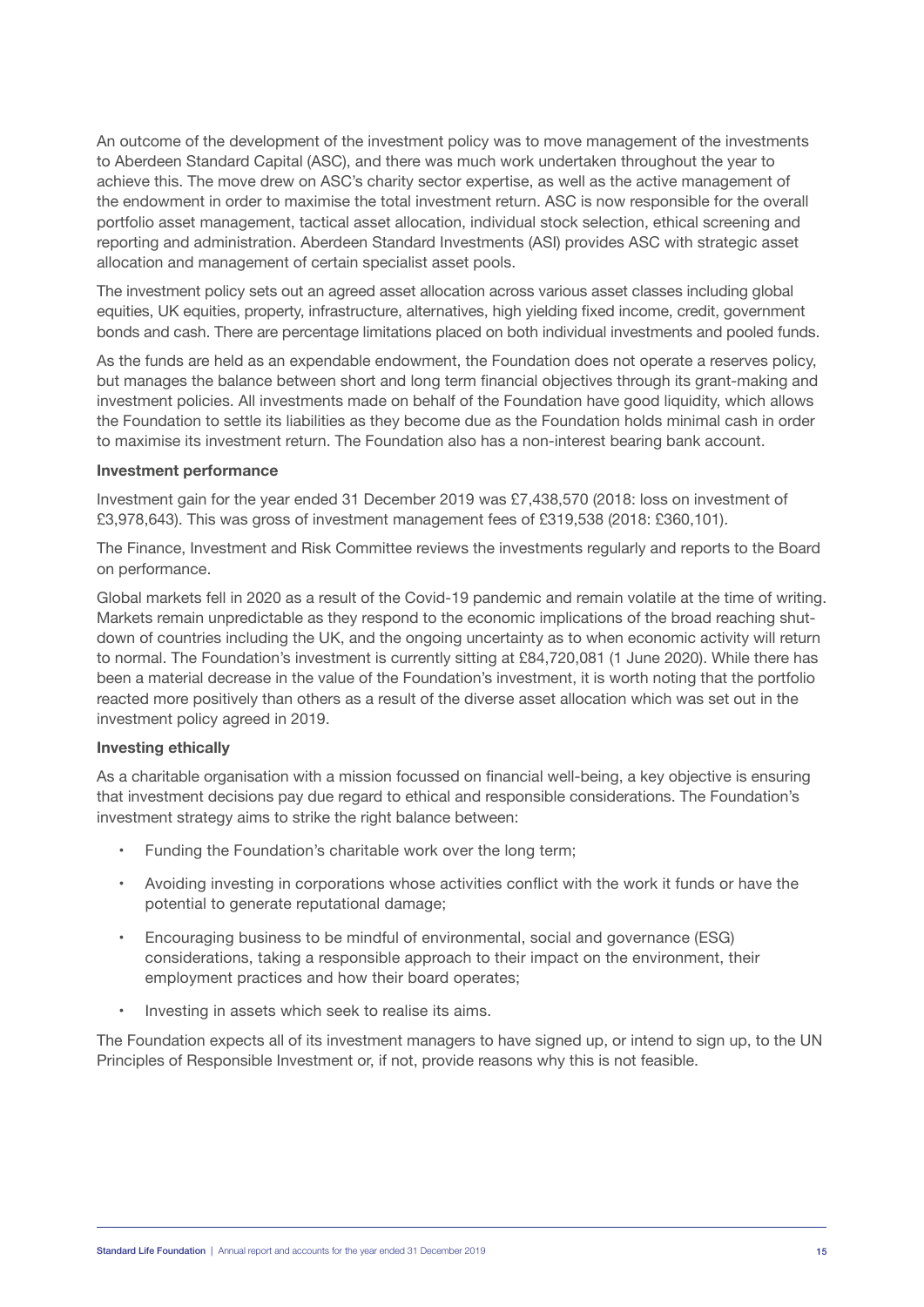An outcome of the development of the investment policy was to move management of the investments to Aberdeen Standard Capital (ASC), and there was much work undertaken throughout the year to achieve this. The move drew on ASC's charity sector expertise, as well as the active management of the endowment in order to maximise the total investment return. ASC is now responsible for the overall portfolio asset management, tactical asset allocation, individual stock selection, ethical screening and reporting and administration. Aberdeen Standard Investments (ASI) provides ASC with strategic asset allocation and management of certain specialist asset pools.

The investment policy sets out an agreed asset allocation across various asset classes including global equities, UK equities, property, infrastructure, alternatives, high yielding fixed income, credit, government bonds and cash. There are percentage limitations placed on both individual investments and pooled funds.

As the funds are held as an expendable endowment, the Foundation does not operate a reserves policy, but manages the balance between short and long term financial objectives through its grant-making and investment policies. All investments made on behalf of the Foundation have good liquidity, which allows the Foundation to settle its liabilities as they become due as the Foundation holds minimal cash in order to maximise its investment return. The Foundation also has a non-interest bearing bank account.

**Investment performance**

Investment gain for the year ended 31 December 2019 was £7,438,570 (2018: loss on investment of £3,978,643). This was gross of investment management fees of £319,538 (2018: £360,101).

The Finance, Investment and Risk Committee reviews the investments regularly and reports to the Board on performance.

Global markets fell in 2020 as a result of the Covid-19 pandemic and remain volatile at the time of writing. Markets remain unpredictable as they respond to the economic implications of the broad reaching shut-down of countries including the UK, and the ongoing uncertainty as to when economic activity will return to normal. The Foundation's investment is currently sitting at £84,720,081 (1 June 2020). While there has been a material decrease in the value of the Foundation's investment, it is worth noting that the portfolio reacted more positively than others as a result of the diverse asset allocation which was set out in the investment policy agreed in 2019.

**Investing ethically**

As a charitable organisation with a mission focussed on financial well-being, a key objective is ensuring that investment decisions pay due regard to ethical and responsible considerations. The Foundation's investment strategy aims to strike the right balance between:

- Funding the Foundation's charitable work over the long term;
- Avoiding investing in corporations whose activities conflict with the work it funds or have the potential to generate reputational damage;
- Encouraging business to be mindful of environmental, social and governance (ESG) considerations, taking a responsible approach to their impact on the environment, their employment practices and how their board operates;
- Investing in assets which seek to realise its aims.

The Foundation expects all of its investment managers to have signed up, or intend to sign up, to the UN Principles of Responsible Investment or, if not, provide reasons why this is not feasible.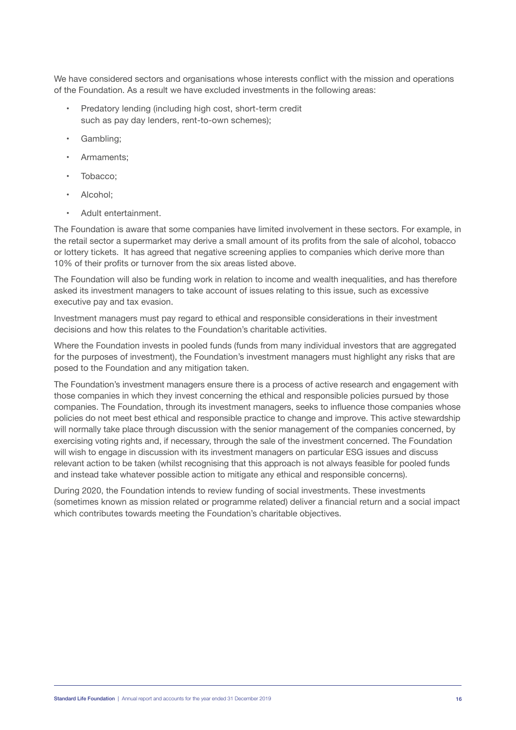We have considered sectors and organisations whose interests conflict with the mission and operations of the Foundation. As a result we have excluded investments in the following areas:

- Predatory lending (including high cost, short-term credit such as pay day lenders, rent-to-own schemes);
- Gambling;
- Armaments;
- Tobacco;
- Alcohol;
- Adult entertainment.

The Foundation is aware that some companies have limited involvement in these sectors. For example, in the retail sector a supermarket may derive a small amount of its profits from the sale of alcohol, tobacco or lottery tickets. It has agreed that negative screening applies to companies which derive more than 10% of their profits or turnover from the six areas listed above.

The Foundation will also be funding work in relation to income and wealth inequalities, and has therefore asked its investment managers to take account of issues relating to this issue, such as excessive executive pay and tax evasion.

Investment managers must pay regard to ethical and responsible considerations in their investment decisions and how this relates to the Foundation's charitable activities.

Where the Foundation invests in pooled funds (funds from many individual investors that are aggregated for the purposes of investment), the Foundation's investment managers must highlight any risks that are posed to the Foundation and any mitigation taken.

The Foundation's investment managers ensure there is a process of active research and engagement with those companies in which they invest concerning the ethical and responsible policies pursued by those companies. The Foundation, through its investment managers, seeks to influence those companies whose policies do not meet best ethical and responsible practice to change and improve. This active stewardship will normally take place through discussion with the senior management of the companies concerned, by exercising voting rights and, if necessary, through the sale of the investment concerned. The Foundation will wish to engage in discussion with its investment managers on particular ESG issues and discuss relevant action to be taken (whilst recognising that this approach is not always feasible for pooled funds and instead take whatever possible action to mitigate any ethical and responsible concerns).

During 2020, the Foundation intends to review funding of social investments. These investments (sometimes known as mission related or programme related) deliver a financial return and a social impact which contributes towards meeting the Foundation's charitable objectives.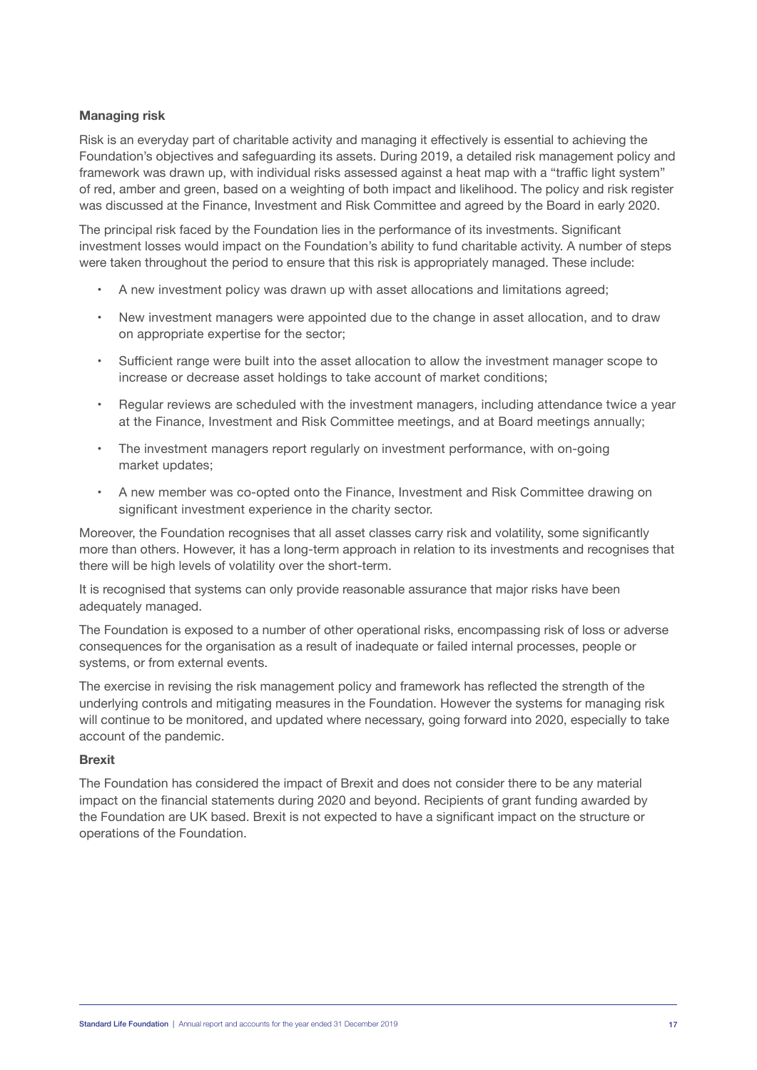### Managing risk

Risk is an everyday part of charitable activity and managing it effectively is essential to achieving the Foundation's objectives and safeguarding its assets. During 2019, a detailed risk management policy and framework was drawn up, with individual risks assessed against a heat map with a "traffic light system" of red, amber and green, based on a weighting of both impact and likelihood. The policy and risk register was discussed at the Finance, Investment and Risk Committee and agreed by the Board in early 2020.

The principal risk faced by the Foundation lies in the performance of its investments. Significant investment losses would impact on the Foundation's ability to fund charitable activity. A number of steps were taken throughout the period to ensure that this risk is appropriately managed. These include:

- A new investment policy was drawn up with asset allocations and limitations agreed;
- New investment managers were appointed due to the change in asset allocation, and to draw on appropriate expertise for the sector;
- Sufficient range were built into the asset allocation to allow the investment manager scope to increase or decrease asset holdings to take account of market conditions;
- Regular reviews are scheduled with the investment managers, including attendance twice a year at the Finance, Investment and Risk Committee meetings, and at Board meetings annually;
- The investment managers report regularly on investment performance, with on-going market updates;
- A new member was co-opted onto the Finance, Investment and Risk Committee drawing on significant investment experience in the charity sector.

Moreover, the Foundation recognises that all asset classes carry risk and volatility, some significantly more than others. However, it has a long-term approach in relation to its investments and recognises that there will be high levels of volatility over the short-term.

It is recognised that systems can only provide reasonable assurance that major risks have been adequately managed.

The Foundation is exposed to a number of other operational risks, encompassing risk of loss or adverse consequences for the organisation as a result of inadequate or failed internal processes, people or systems, or from external events.

The exercise in revising the risk management policy and framework has reflected the strength of the underlying controls and mitigating measures in the Foundation. However the systems for managing risk will continue to be monitored, and updated where necessary, going forward into 2020, especially to take account of the pandemic.

### Brexit

The Foundation has considered the impact of Brexit and does not consider there to be any material impact on the financial statements during 2020 and beyond. Recipients of grant funding awarded by the Foundation are UK based. Brexit is not expected to have a significant impact on the structure or operations of the Foundation.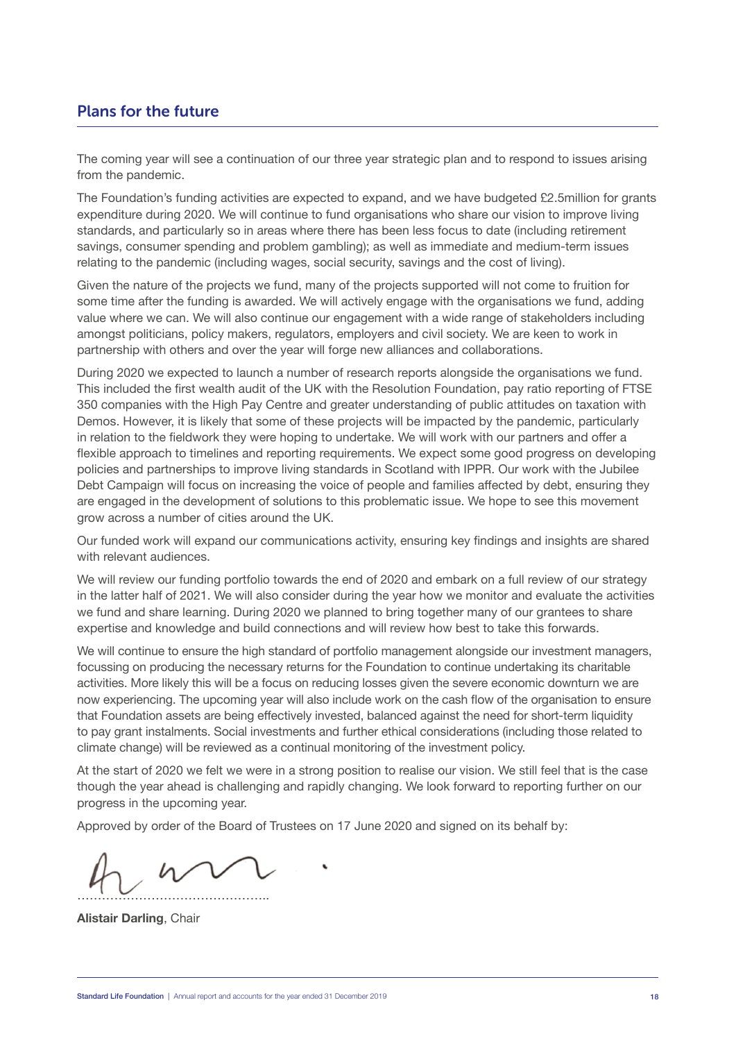## Plans for the future

The coming year will see a continuation of our three year strategic plan and to respond to issues arising from the pandemic.

The Foundation's funding activities are expected to expand, and we have budgeted £2.5million for grants expenditure during 2020. We will continue to fund organisations who share our vision to improve living standards, and particularly so in areas where there has been less focus to date (including retirement savings, consumer spending and problem gambling); as well as immediate and medium-term issues relating to the pandemic (including wages, social security, savings and the cost of living).

Given the nature of the projects we fund, many of the projects supported will not come to fruition for some time after the funding is awarded. We will actively engage with the organisations we fund, adding value where we can. We will also continue our engagement with a wide range of stakeholders including amongst politicians, policy makers, regulators, employers and civil society. We are keen to work in partnership with others and over the year will forge new alliances and collaborations.

During 2020 we expected to launch a number of research reports alongside the organisations we fund. This included the first wealth audit of the UK with the Resolution Foundation, pay ratio reporting of FTSE 350 companies with the High Pay Centre and greater understanding of public attitudes on taxation with Demos. However, it is likely that some of these projects will be impacted by the pandemic, particularly in relation to the fieldwork they were hoping to undertake. We will work with our partners and offer a flexible approach to timelines and reporting requirements. We expect some good progress on developing policies and partnerships to improve living standards in Scotland with IPPR. Our work with the Jubilee Debt Campaign will focus on increasing the voice of people and families affected by debt, ensuring they are engaged in the development of solutions to this problematic issue. We hope to see this movement grow across a number of cities around the UK.

Our funded work will expand our communications activity, ensuring key findings and insights are shared with relevant audiences.

We will review our funding portfolio towards the end of 2020 and embark on a full review of our strategy in the latter half of 2021. We will also consider during the year how we monitor and evaluate the activities we fund and share learning. During 2020 we planned to bring together many of our grantees to share expertise and knowledge and build connections and will review how best to take this forwards.

We will continue to ensure the high standard of portfolio management alongside our investment managers, focussing on producing the necessary returns for the Foundation to continue undertaking its charitable activities. More likely this will be a focus on reducing losses given the severe economic downturn we are now experiencing. The upcoming year will also include work on the cash flow of the organisation to ensure that Foundation assets are being effectively invested, balanced against the need for short-term liquidity to pay grant instalments. Social investments and further ethical considerations (including those related to climate change) will be reviewed as a continual monitoring of the investment policy.

At the start of 2020 we felt we were in a strong position to realise our vision. We still feel that is the case though the year ahead is challenging and rapidly changing. We look forward to reporting further on our progress in the upcoming year.

Approved by order of the Board of Trustees on 17 June 2020 and signed on its behalf by:

………………………………………

**Alistair Darling**, Chair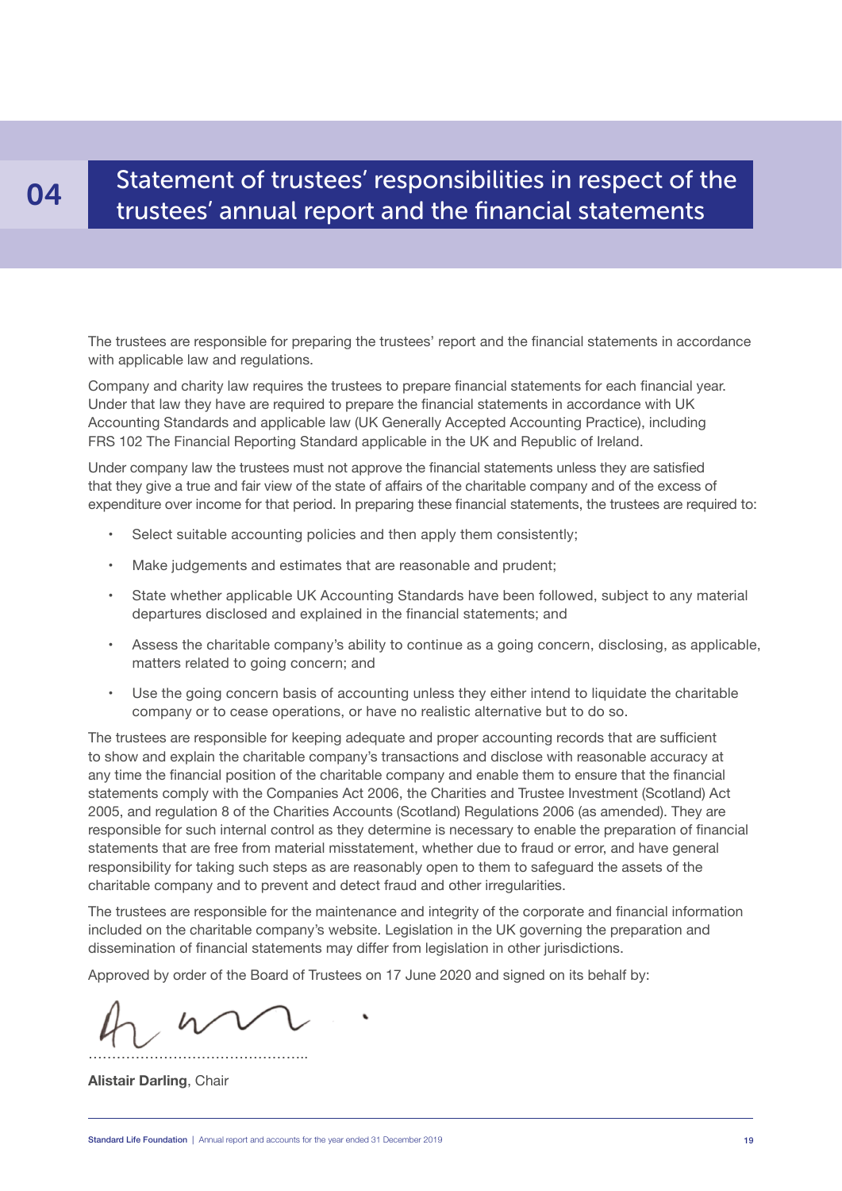# 04 Statement of trustees' responsibilities in respect of the trustees' annual report and the financial statements

The trustees are responsible for preparing the trustees' report and the financial statements in accordance with applicable law and regulations.

Company and charity law requires the trustees to prepare financial statements for each financial year. Under that law they have are required to prepare the financial statements in accordance with UK Accounting Standards and applicable law (UK Generally Accepted Accounting Practice), including FRS 102 The Financial Reporting Standard applicable in the UK and Republic of Ireland.

Under company law the trustees must not approve the financial statements unless they are satisfied that they give a true and fair view of the state of affairs of the charitable company and of the excess of expenditure over income for that period. In preparing these financial statements, the trustees are required to:

- Select suitable accounting policies and then apply them consistently;
- Make judgements and estimates that are reasonable and prudent;
- State whether applicable UK Accounting Standards have been followed, subject to any material departures disclosed and explained in the financial statements; and
- Assess the charitable company's ability to continue as a going concern, disclosing, as applicable, matters related to going concern; and
- Use the going concern basis of accounting unless they either intend to liquidate the charitable company or to cease operations, or have no realistic alternative but to do so.

The trustees are responsible for keeping adequate and proper accounting records that are sufficient to show and explain the charitable company's transactions and disclose with reasonable accuracy at any time the financial position of the charitable company and enable them to ensure that the financial statements comply with the Companies Act 2006, the Charities and Trustee Investment (Scotland) Act 2005, and regulation 8 of the Charities Accounts (Scotland) Regulations 2006 (as amended). They are responsible for such internal control as they determine is necessary to enable the preparation of financial statements that are free from material misstatement, whether due to fraud or error, and have general responsibility for taking such steps as are reasonably open to them to safeguard the assets of the charitable company and to prevent and detect fraud and other irregularities.

The trustees are responsible for the maintenance and integrity of the corporate and financial information included on the charitable company's website. Legislation in the UK governing the preparation and dissemination of financial statements may differ from legislation in other jurisdictions.

Approved by order of the Board of Trustees on 17 June 2020 and signed on its behalf by:

……………………………………..

**Alistair Darling**, Chair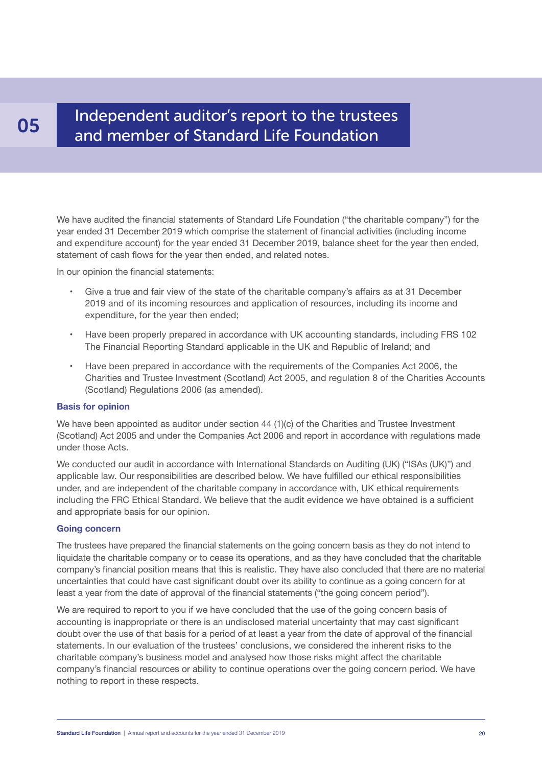# 05 Independent auditor's report to the trustees and member of Standard Life Foundation

We have audited the financial statements of Standard Life Foundation ("the charitable company") for the year ended 31 December 2019 which comprise the statement of financial activities (including income and expenditure account) for the year ended 31 December 2019, balance sheet for the year then ended, statement of cash flows for the year then ended, and related notes.

In our opinion the financial statements:

- Give a true and fair view of the state of the charitable company's affairs as at 31 December 2019 and of its incoming resources and application of resources, including its income and expenditure, for the year then ended;
- Have been properly prepared in accordance with UK accounting standards, including FRS 102 The Financial Reporting Standard applicable in the UK and Republic of Ireland; and
- Have been prepared in accordance with the requirements of the Companies Act 2006, the Charities and Trustee Investment (Scotland) Act 2005, and regulation 8 of the Charities Accounts (Scotland) Regulations 2006 (as amended).

### Basis for opinion

We have been appointed as auditor under section 44 (1)(c) of the Charities and Trustee Investment (Scotland) Act 2005 and under the Companies Act 2006 and report in accordance with regulations made under those Acts.

We conducted our audit in accordance with International Standards on Auditing (UK) ("ISAs (UK)") and applicable law. Our responsibilities are described below. We have fulfilled our ethical responsibilities under, and are independent of the charitable company in accordance with, UK ethical requirements including the FRC Ethical Standard. We believe that the audit evidence we have obtained is a sufficient and appropriate basis for our opinion.

### Going concern

The trustees have prepared the financial statements on the going concern basis as they do not intend to liquidate the charitable company or to cease its operations, and as they have concluded that the charitable company's financial position means that this is realistic. They have also concluded that there are no material uncertainties that could have cast significant doubt over its ability to continue as a going concern for at least a year from the date of approval of the financial statements ("the going concern period").

We are required to report to you if we have concluded that the use of the going concern basis of accounting is inappropriate or there is an undisclosed material uncertainty that may cast significant doubt over the use of that basis for a period of at least a year from the date of approval of the financial statements. In our evaluation of the trustees' conclusions, we considered the inherent risks to the charitable company's business model and analysed how those risks might affect the charitable company's financial resources or ability to continue operations over the going concern period. We have nothing to report in these respects.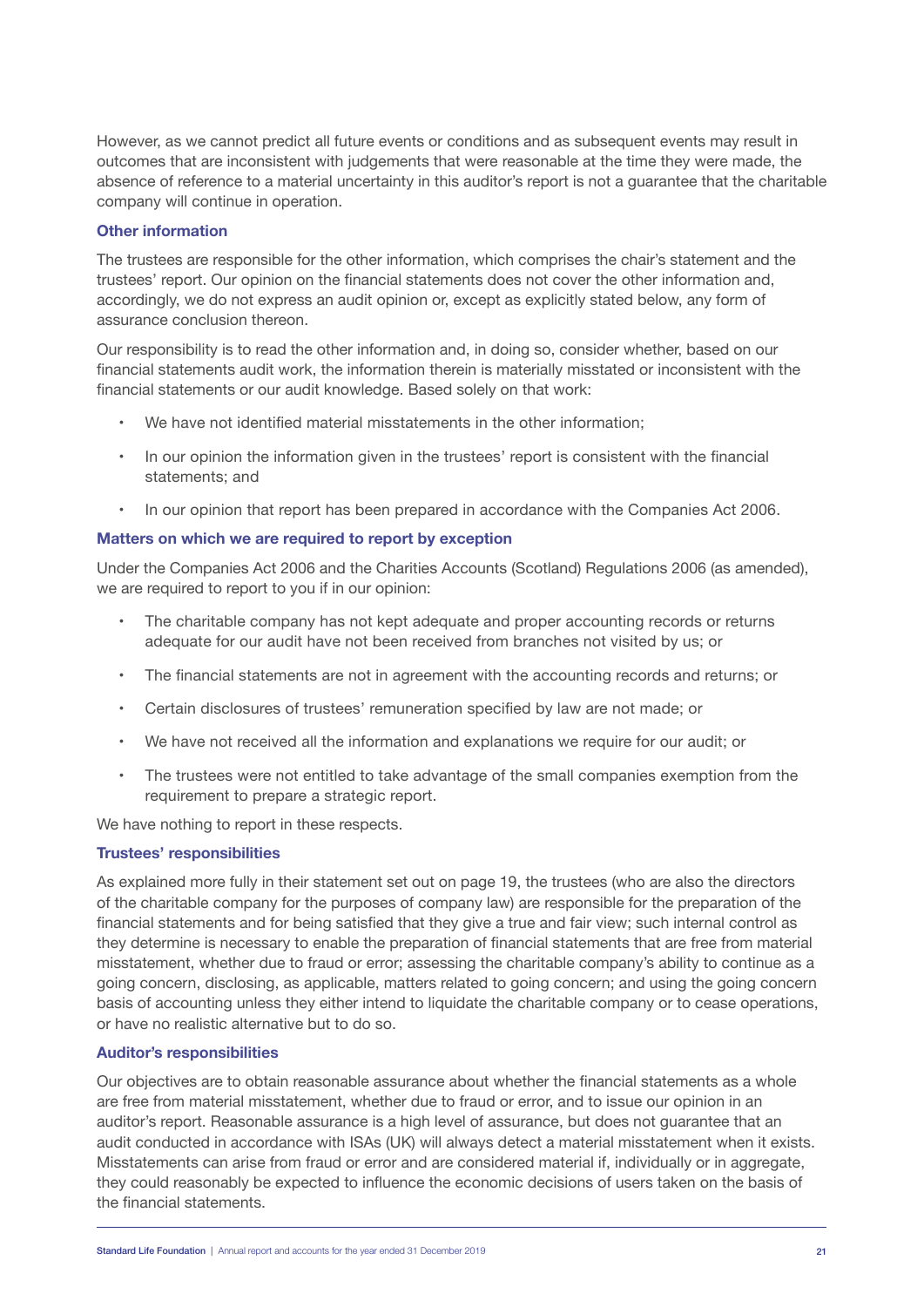However, as we cannot predict all future events or conditions and as subsequent events may result in outcomes that are inconsistent with judgements that were reasonable at the time they were made, the absence of reference to a material uncertainty in this auditor's report is not a guarantee that the charitable company will continue in operation.

### Other information

The trustees are responsible for the other information, which comprises the chair's statement and the trustees' report. Our opinion on the financial statements does not cover the other information and, accordingly, we do not express an audit opinion or, except as explicitly stated below, any form of assurance conclusion thereon.

Our responsibility is to read the other information and, in doing so, consider whether, based on our financial statements audit work, the information therein is materially misstated or inconsistent with the financial statements or our audit knowledge. Based solely on that work:

- We have not identified material misstatements in the other information;
- In our opinion the information given in the trustees' report is consistent with the financial statements; and
- In our opinion that report has been prepared in accordance with the Companies Act 2006.

### Matters on which we are required to report by exception

Under the Companies Act 2006 and the Charities Accounts (Scotland) Regulations 2006 (as amended), we are required to report to you if in our opinion:

- The charitable company has not kept adequate and proper accounting records or returns adequate for our audit have not been received from branches not visited by us; or
- The financial statements are not in agreement with the accounting records and returns; or
- Certain disclosures of trustees' remuneration specified by law are not made; or
- We have not received all the information and explanations we require for our audit; or
- The trustees were not entitled to take advantage of the small companies exemption from the requirement to prepare a strategic report.

We have nothing to report in these respects.

### Trustees' responsibilities

As explained more fully in their statement set out on page 19, the trustees (who are also the directors of the charitable company for the purposes of company law) are responsible for the preparation of the financial statements and for being satisfied that they give a true and fair view; such internal control as they determine is necessary to enable the preparation of financial statements that are free from material misstatement, whether due to fraud or error; assessing the charitable company's ability to continue as a going concern, disclosing, as applicable, matters related to going concern; and using the going concern basis of accounting unless they either intend to liquidate the charitable company or to cease operations, or have no realistic alternative but to do so.

### Auditor's responsibilities

Our objectives are to obtain reasonable assurance about whether the financial statements as a whole are free from material misstatement, whether due to fraud or error, and to issue our opinion in an auditor's report. Reasonable assurance is a high level of assurance, but does not guarantee that an audit conducted in accordance with ISAs (UK) will always detect a material misstatement when it exists. Misstatements can arise from fraud or error and are considered material if, individually or in aggregate, they could reasonably be expected to influence the economic decisions of users taken on the basis of the financial statements.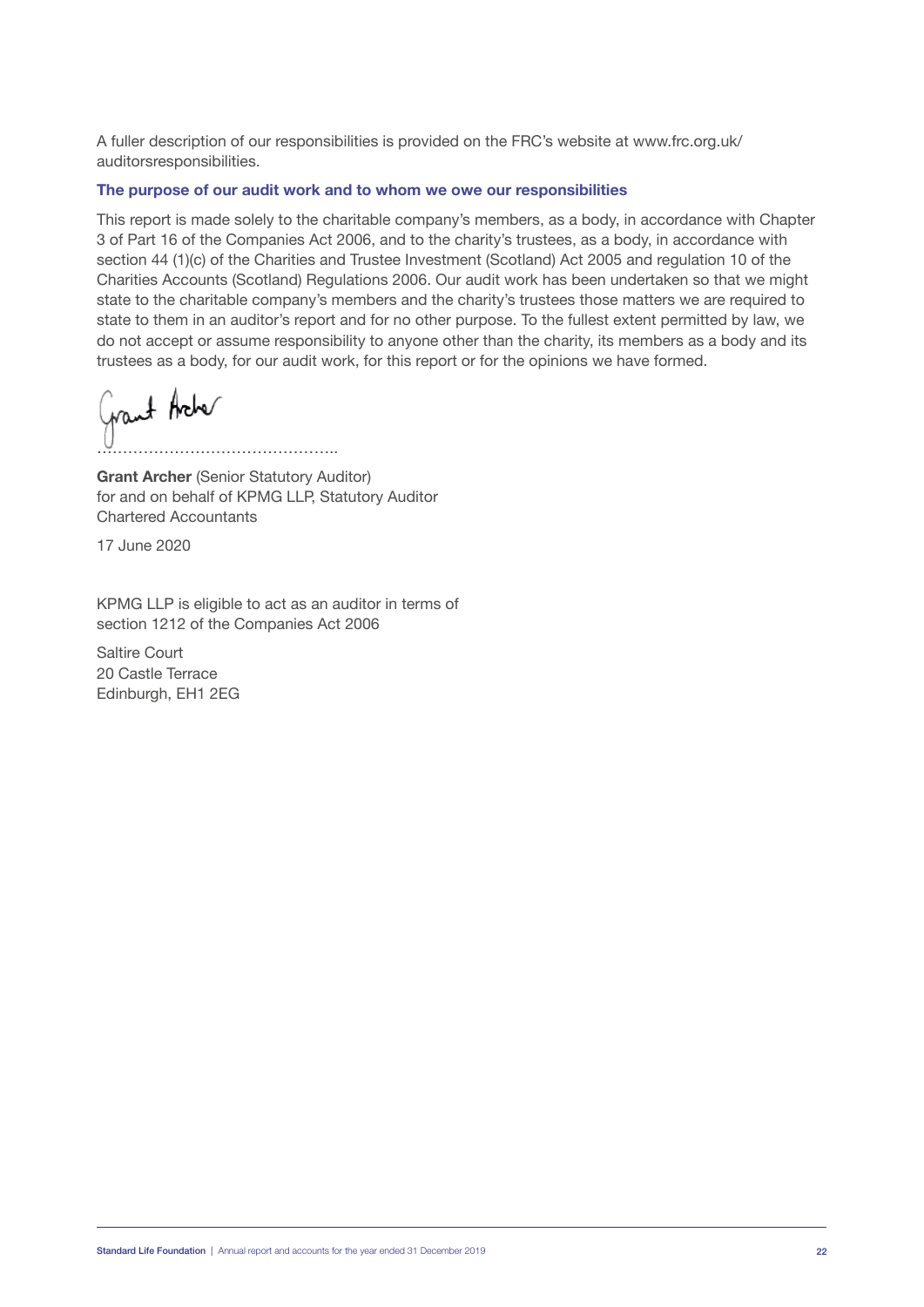A fuller description of our responsibilities is provided on the FRC's website at www.frc.org.uk/auditorsresponsibilities.

### The purpose of our audit work and to whom we owe our responsibilities

This report is made solely to the charitable company's members, as a body, in accordance with Chapter 3 of Part 16 of the Companies Act 2006, and to the charity's trustees, as a body, in accordance with section 44 (1)(c) of the Charities and Trustee Investment (Scotland) Act 2005 and regulation 10 of the Charities Accounts (Scotland) Regulations 2006. Our audit work has been undertaken so that we might state to the charitable company's members and the charity's trustees those matters we are required to state to them in an auditor's report and for no other purpose. To the fullest extent permitted by law, we do not accept or assume responsibility to anyone other than the charity, its members as a body and its trustees as a body, for our audit work, for this report or for the opinions we have formed.

Grant Archer

………………………………………..

**Grant Archer** (Senior Statutory Auditor)
for and on behalf of KPMG LLP, Statutory Auditor
Chartered Accountants

17 June 2020

KPMG LLP is eligible to act as an auditor in terms of section 1212 of the Companies Act 2006

Saltire Court
20 Castle Terrace
Edinburgh, EH1 2EG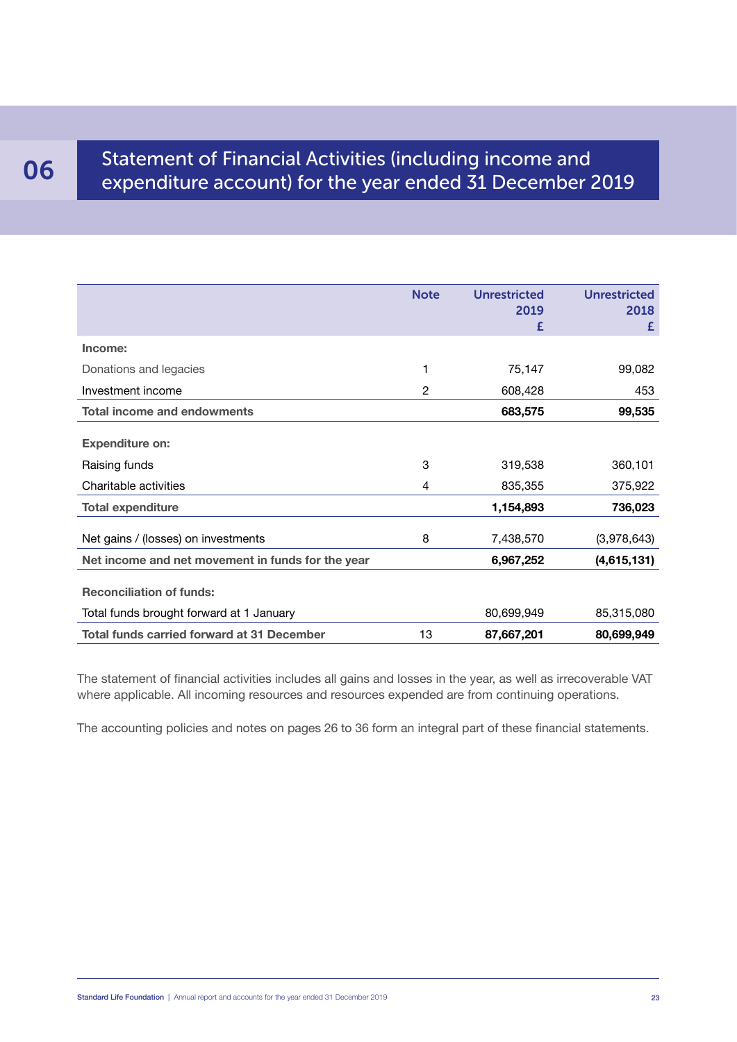# 06 Statement of Financial Activities (including income and expenditure account) for the year ended 31 December 2019

| | Note | Unrestricted 2019 £ | Unrestricted 2018 £ |
|---|---|---|---|
| **Income:** | | | |
| Donations and legacies | 1 | 75,147 | 99,082 |
| Investment income | 2 | 608,428 | 453 |
| **Total income and endowments** | | **683,575** | **99,535** |
| **Expenditure on:** | | | |
| Raising funds | 3 | 319,538 | 360,101 |
| Charitable activities | 4 | 835,355 | 375,922 |
| **Total expenditure** | | **1,154,893** | **736,023** |
| Net gains / (losses) on investments | 8 | 7,438,570 | (3,978,643) |
| **Net income and net movement in funds for the year** | | **6,967,252** | **(4,615,131)** |
| **Reconciliation of funds:** | | | |
| Total funds brought forward at 1 January | | 80,699,949 | 85,315,080 |
| **Total funds carried forward at 31 December** | 13 | **87,667,201** | **80,699,949** |

The statement of financial activities includes all gains and losses in the year, as well as irrecoverable VAT where applicable. All incoming resources and resources expended are from continuing operations.

The accounting policies and notes on pages 26 to 36 form an integral part of these financial statements.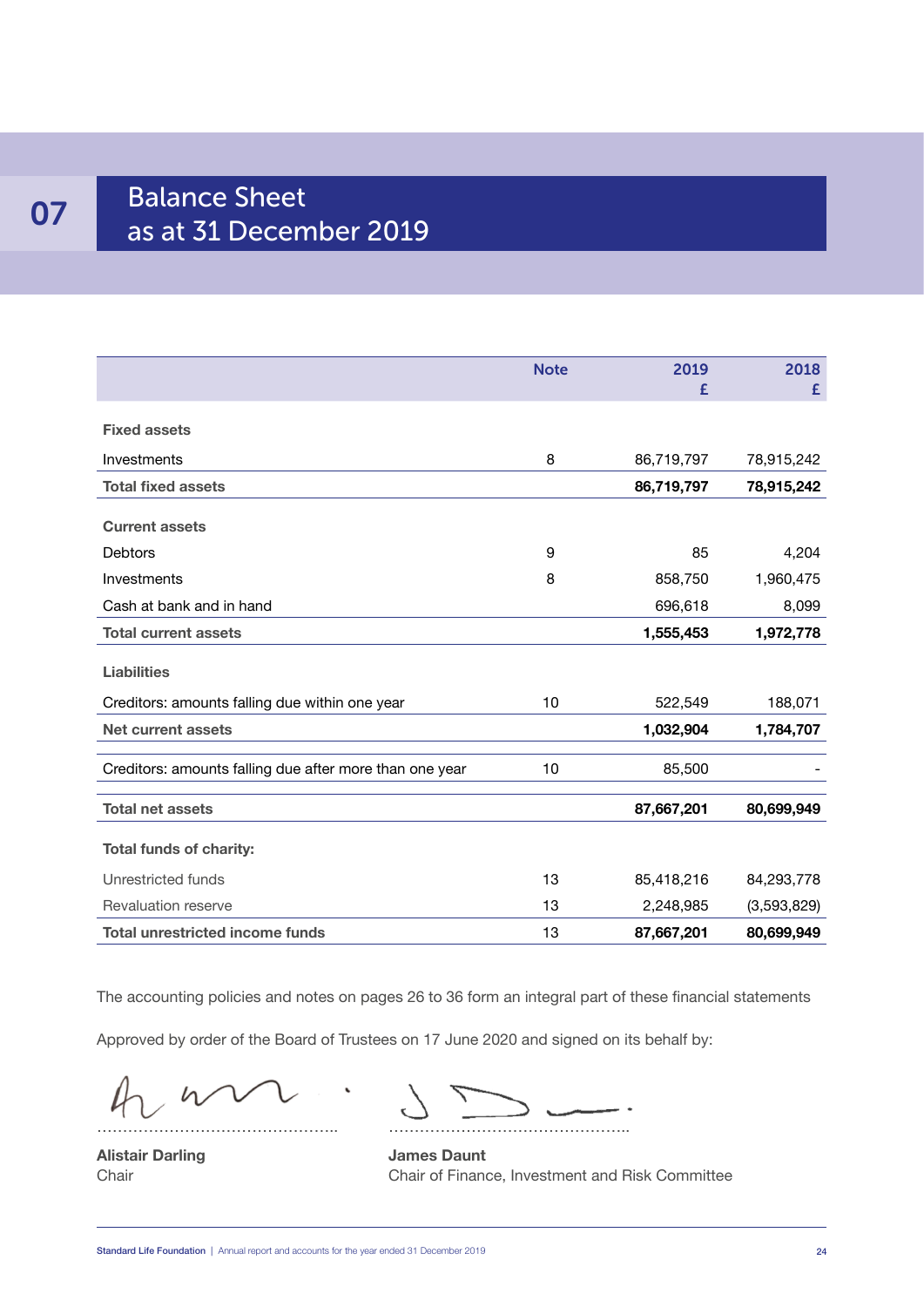# 07 Balance Sheet as at 31 December 2019

| | Note | 2019 £ | 2018 £ |
|---|---|---|---|
| **Fixed assets** | | | |
| Investments | 8 | 86,719,797 | 78,915,242 |
| **Total fixed assets** | | **86,719,797** | **78,915,242** |
| **Current assets** | | | |
| Debtors | 9 | 85 | 4,204 |
| Investments | 8 | 858,750 | 1,960,475 |
| Cash at bank and in hand | | 696,618 | 8,099 |
| **Total current assets** | | **1,555,453** | **1,972,778** |
| **Liabilities** | | | |
| Creditors: amounts falling due within one year | 10 | 522,549 | 188,071 |
| **Net current assets** | | **1,032,904** | **1,784,707** |
| Creditors: amounts falling due after more than one year | 10 | 85,500 | - |
| **Total net assets** | | **87,667,201** | **80,699,949** |
| **Total funds of charity:** | | | |
| Unrestricted funds | 13 | 85,418,216 | 84,293,778 |
| Revaluation reserve | 13 | 2,248,985 | (3,593,829) |
| **Total unrestricted income funds** | 13 | **87,667,201** | **80,699,949** |

The accounting policies and notes on pages 26 to 36 form an integral part of these financial statements

Approved by order of the Board of Trustees on 17 June 2020 and signed on its behalf by:

…………………………………………

**Alistair Darling**
Chair

…………………………………………

**James Daunt**
Chair of Finance, Investment and Risk Committee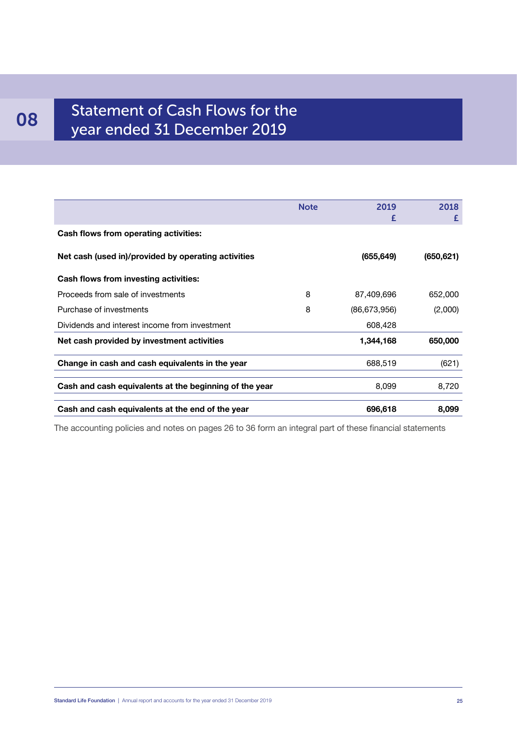# 08 Statement of Cash Flows for the year ended 31 December 2019

| | Note | 2019 £ | 2018 £ |
|---|---|---|---|
| **Cash flows from operating activities:** | | | |
| **Net cash (used in)/provided by operating activities** | | **(655,649)** | **(650,621)** |
| **Cash flows from investing activities:** | | | |
| Proceeds from sale of investments | 8 | 87,409,696 | 652,000 |
| Purchase of investments | 8 | (86,673,956) | (2,000) |
| Dividends and interest income from investment | | 608,428 | |
| **Net cash provided by investment activities** | | **1,344,168** | **650,000** |
| **Change in cash and cash equivalents in the year** | | 688,519 | (621) |
| **Cash and cash equivalents at the beginning of the year** | | 8,099 | 8,720 |
| **Cash and cash equivalents at the end of the year** | | **696,618** | **8,099** |

The accounting policies and notes on pages 26 to 36 form an integral part of these financial statements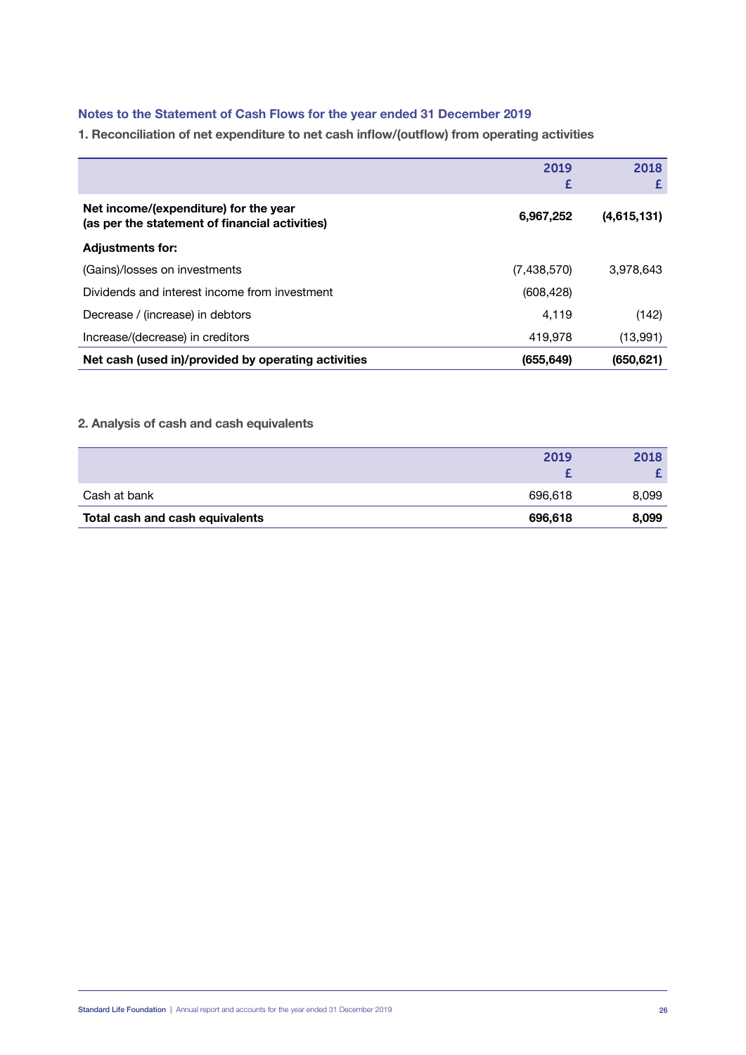## Notes to the Statement of Cash Flows for the year ended 31 December 2019

### 1. Reconciliation of net expenditure to net cash inflow/(outflow) from operating activities

| | 2019<br>£ | 2018<br>£ |
|---|---|---|
| **Net income/(expenditure) for the year (as per the statement of financial activities)** | **6,967,252** | **(4,615,131)** |
| **Adjustments for:** | | |
| (Gains)/losses on investments | (7,438,570) | 3,978,643 |
| Dividends and interest income from investment | (608,428) | |
| Decrease / (increase) in debtors | 4,119 | (142) |
| Increase/(decrease) in creditors | 419,978 | (13,991) |
| **Net cash (used in)/provided by operating activities** | **(655,649)** | **(650,621)** |

### 2. Analysis of cash and cash equivalents

| | 2019<br>£ | 2018<br>£ |
|---|---|---|
| Cash at bank | 696,618 | 8,099 |
| **Total cash and cash equivalents** | **696,618** | **8,099** |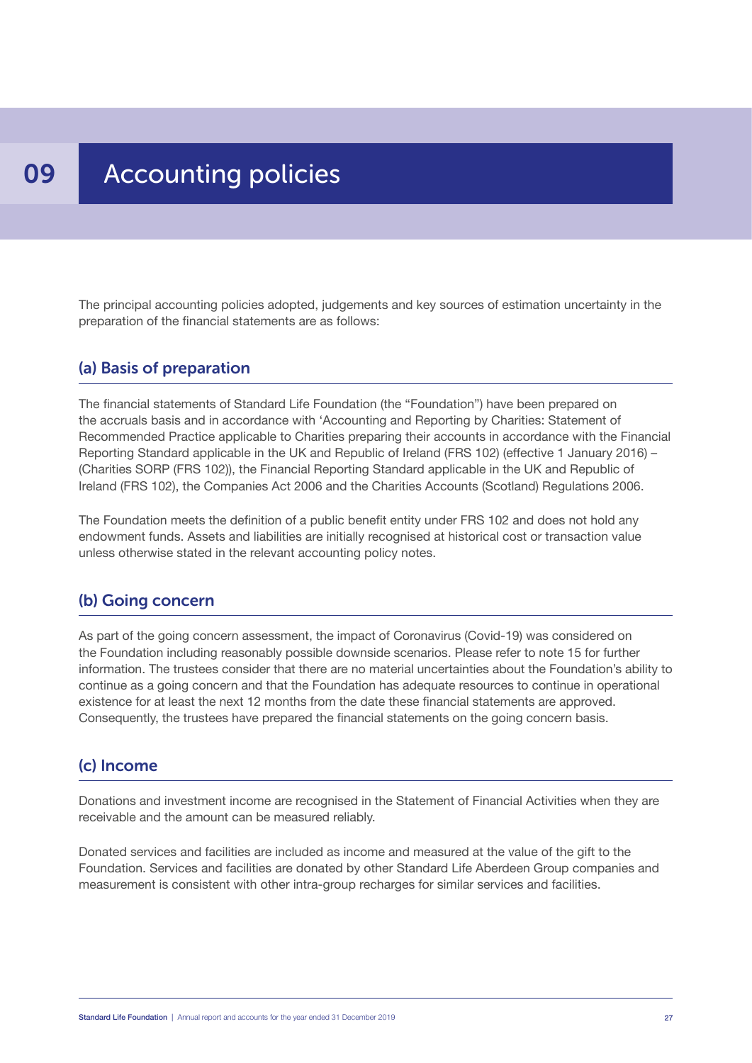# 09 Accounting policies

The principal accounting policies adopted, judgements and key sources of estimation uncertainty in the preparation of the financial statements are as follows:

## (a) Basis of preparation

The financial statements of Standard Life Foundation (the "Foundation") have been prepared on the accruals basis and in accordance with 'Accounting and Reporting by Charities: Statement of Recommended Practice applicable to Charities preparing their accounts in accordance with the Financial Reporting Standard applicable in the UK and Republic of Ireland (FRS 102) (effective 1 January 2016) – (Charities SORP (FRS 102)), the Financial Reporting Standard applicable in the UK and Republic of Ireland (FRS 102), the Companies Act 2006 and the Charities Accounts (Scotland) Regulations 2006.

The Foundation meets the definition of a public benefit entity under FRS 102 and does not hold any endowment funds. Assets and liabilities are initially recognised at historical cost or transaction value unless otherwise stated in the relevant accounting policy notes.

## (b) Going concern

As part of the going concern assessment, the impact of Coronavirus (Covid-19) was considered on the Foundation including reasonably possible downside scenarios. Please refer to note 15 for further information. The trustees consider that there are no material uncertainties about the Foundation's ability to continue as a going concern and that the Foundation has adequate resources to continue in operational existence for at least the next 12 months from the date these financial statements are approved. Consequently, the trustees have prepared the financial statements on the going concern basis.

## (c) Income

Donations and investment income are recognised in the Statement of Financial Activities when they are receivable and the amount can be measured reliably.

Donated services and facilities are included as income and measured at the value of the gift to the Foundation. Services and facilities are donated by other Standard Life Aberdeen Group companies and measurement is consistent with other intra-group recharges for similar services and facilities.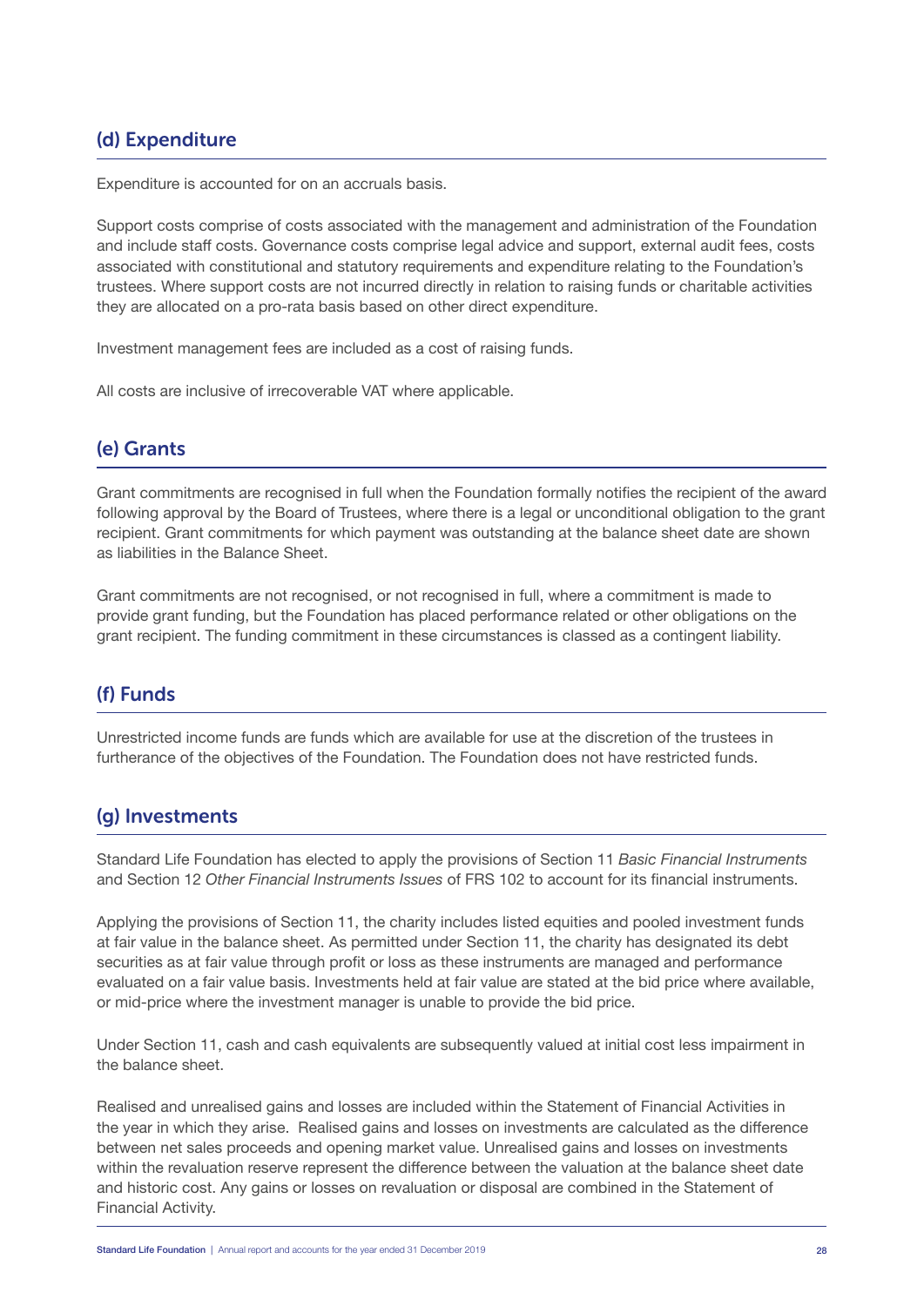## (d) Expenditure

Expenditure is accounted for on an accruals basis.

Support costs comprise of costs associated with the management and administration of the Foundation and include staff costs. Governance costs comprise legal advice and support, external audit fees, costs associated with constitutional and statutory requirements and expenditure relating to the Foundation's trustees. Where support costs are not incurred directly in relation to raising funds or charitable activities they are allocated on a pro-rata basis based on other direct expenditure.

Investment management fees are included as a cost of raising funds.

All costs are inclusive of irrecoverable VAT where applicable.

## (e) Grants

Grant commitments are recognised in full when the Foundation formally notifies the recipient of the award following approval by the Board of Trustees, where there is a legal or unconditional obligation to the grant recipient. Grant commitments for which payment was outstanding at the balance sheet date are shown as liabilities in the Balance Sheet.

Grant commitments are not recognised, or not recognised in full, where a commitment is made to provide grant funding, but the Foundation has placed performance related or other obligations on the grant recipient. The funding commitment in these circumstances is classed as a contingent liability.

## (f) Funds

Unrestricted income funds are funds which are available for use at the discretion of the trustees in furtherance of the objectives of the Foundation. The Foundation does not have restricted funds.

## (g) Investments

Standard Life Foundation has elected to apply the provisions of Section 11 *Basic Financial Instruments* and Section 12 *Other Financial Instruments Issues* of FRS 102 to account for its financial instruments.

Applying the provisions of Section 11, the charity includes listed equities and pooled investment funds at fair value in the balance sheet. As permitted under Section 11, the charity has designated its debt securities as at fair value through profit or loss as these instruments are managed and performance evaluated on a fair value basis. Investments held at fair value are stated at the bid price where available, or mid-price where the investment manager is unable to provide the bid price.

Under Section 11, cash and cash equivalents are subsequently valued at initial cost less impairment in the balance sheet.

Realised and unrealised gains and losses are included within the Statement of Financial Activities in the year in which they arise. Realised gains and losses on investments are calculated as the difference between net sales proceeds and opening market value. Unrealised gains and losses on investments within the revaluation reserve represent the difference between the valuation at the balance sheet date and historic cost. Any gains or losses on revaluation or disposal are combined in the Statement of Financial Activity.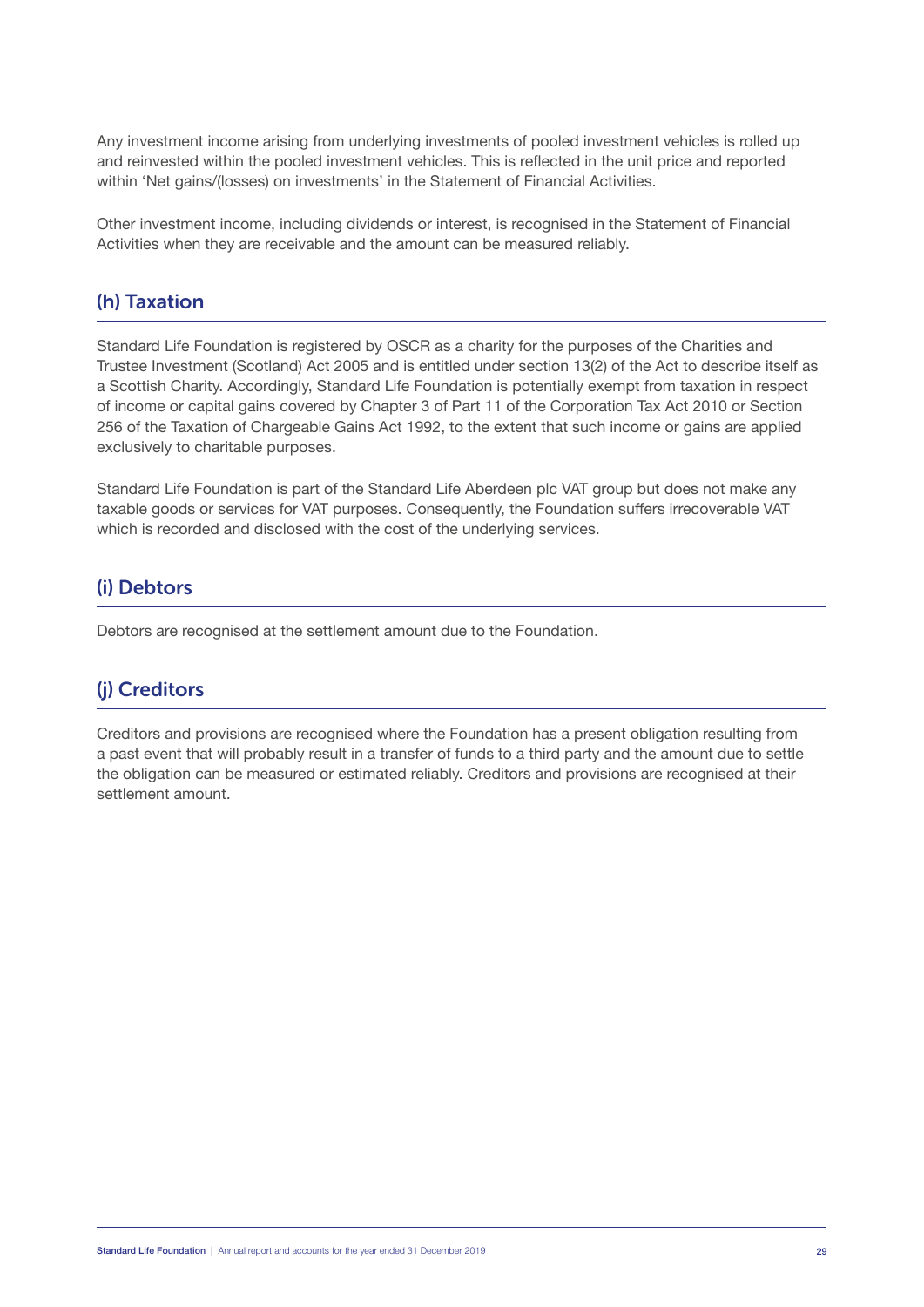Any investment income arising from underlying investments of pooled investment vehicles is rolled up and reinvested within the pooled investment vehicles. This is reflected in the unit price and reported within 'Net gains/(losses) on investments' in the Statement of Financial Activities.

Other investment income, including dividends or interest, is recognised in the Statement of Financial Activities when they are receivable and the amount can be measured reliably.

## (h) Taxation

Standard Life Foundation is registered by OSCR as a charity for the purposes of the Charities and Trustee Investment (Scotland) Act 2005 and is entitled under section 13(2) of the Act to describe itself as a Scottish Charity. Accordingly, Standard Life Foundation is potentially exempt from taxation in respect of income or capital gains covered by Chapter 3 of Part 11 of the Corporation Tax Act 2010 or Section 256 of the Taxation of Chargeable Gains Act 1992, to the extent that such income or gains are applied exclusively to charitable purposes.

Standard Life Foundation is part of the Standard Life Aberdeen plc VAT group but does not make any taxable goods or services for VAT purposes. Consequently, the Foundation suffers irrecoverable VAT which is recorded and disclosed with the cost of the underlying services.

## (i) Debtors

Debtors are recognised at the settlement amount due to the Foundation.

## (j) Creditors

Creditors and provisions are recognised where the Foundation has a present obligation resulting from a past event that will probably result in a transfer of funds to a third party and the amount due to settle the obligation can be measured or estimated reliably. Creditors and provisions are recognised at their settlement amount.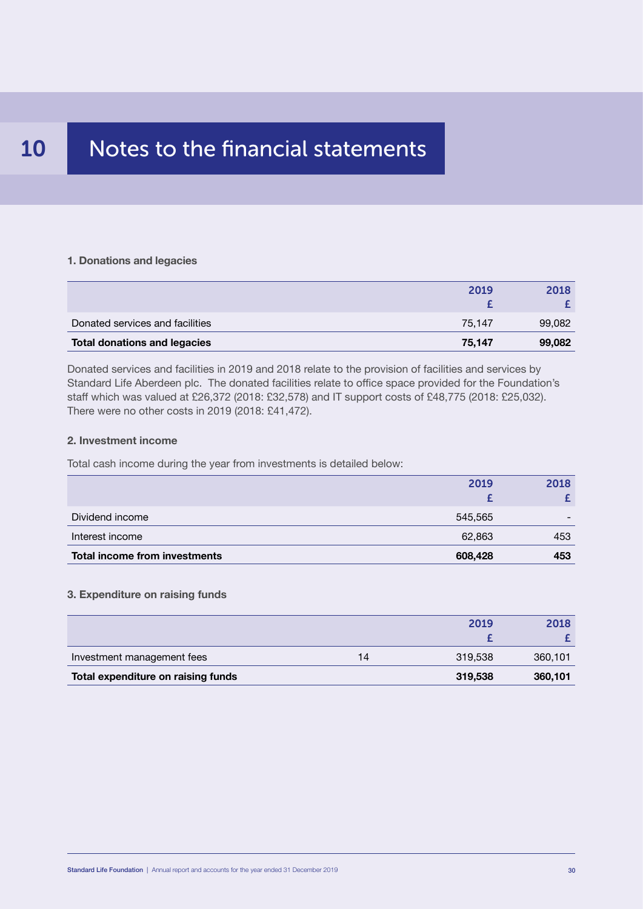# 10 Notes to the financial statements

### 1. Donations and legacies

| | 2019<br>£ | 2018<br>£ |
|---|---|---|
| Donated services and facilities | 75,147 | 99,082 |
| **Total donations and legacies** | **75,147** | **99,082** |

Donated services and facilities in 2019 and 2018 relate to the provision of facilities and services by Standard Life Aberdeen plc. The donated facilities relate to office space provided for the Foundation's staff which was valued at £26,372 (2018: £32,578) and IT support costs of £48,775 (2018: £25,032). There were no other costs in 2019 (2018: £41,472).

### 2. Investment income

Total cash income during the year from investments is detailed below:

| | 2019<br>£ | 2018<br>£ |
|---|---|---|
| Dividend income | 545,565 | - |
| Interest income | 62,863 | 453 |
| **Total income from investments** | **608,428** | **453** |

### 3. Expenditure on raising funds

| | | 2019<br>£ | 2018<br>£ |
|---|---|---|---|
| Investment management fees | 14 | 319,538 | 360,101 |
| **Total expenditure on raising funds** | | **319,538** | **360,101** |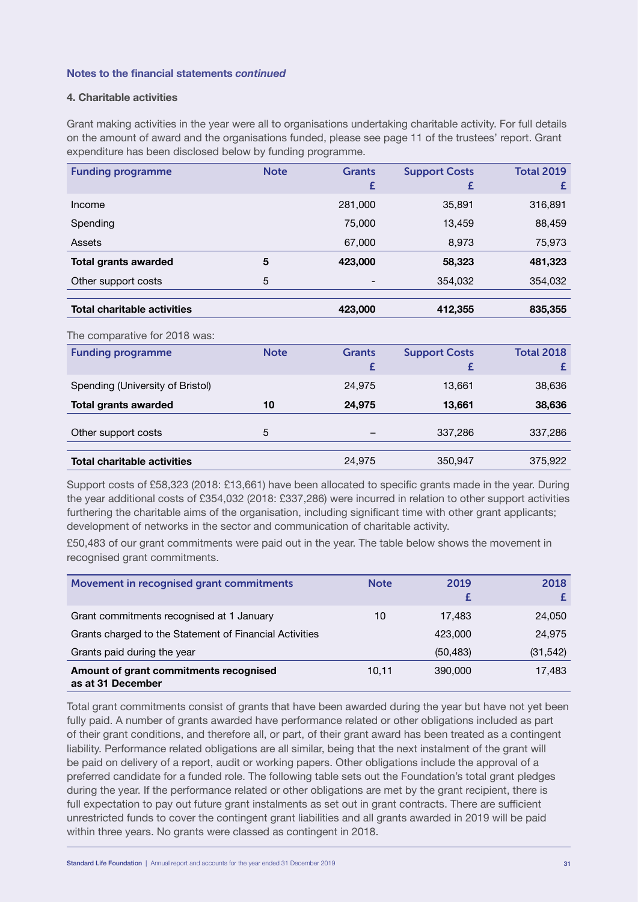**Notes to the financial statements *continued***

**4. Charitable activities**

Grant making activities in the year were all to organisations undertaking charitable activity. For full details on the amount of award and the organisations funded, please see page 11 of the trustees' report. Grant expenditure has been disclosed below by funding programme.

| Funding programme | Note | Grants £ | Support Costs £ | Total 2019 £ |
|---|---|---|---|---|
| Income | | 281,000 | 35,891 | 316,891 |
| Spending | | 75,000 | 13,459 | 88,459 |
| Assets | | 67,000 | 8,973 | 75,973 |
| **Total grants awarded** | **5** | **423,000** | **58,323** | **481,323** |
| Other support costs | 5 | - | 354,032 | 354,032 |
| **Total charitable activities** | | **423,000** | **412,355** | **835,355** |

The comparative for 2018 was:

| Funding programme | Note | Grants £ | Support Costs £ | Total 2018 £ |
|---|---|---|---|---|
| Spending (University of Bristol) | | 24,975 | 13,661 | 38,636 |
| **Total grants awarded** | **10** | **24,975** | **13,661** | **38,636** |
| Other support costs | 5 | – | 337,286 | 337,286 |
| **Total charitable activities** | | 24,975 | 350,947 | 375,922 |

Support costs of £58,323 (2018: £13,661) have been allocated to specific grants made in the year. During the year additional costs of £354,032 (2018: £337,286) were incurred in relation to other support activities furthering the charitable aims of the organisation, including significant time with other grant applicants; development of networks in the sector and communication of charitable activity.

£50,483 of our grant commitments were paid out in the year. The table below shows the movement in recognised grant commitments.

| Movement in recognised grant commitments | Note | 2019 £ | 2018 £ |
|---|---|---|---|
| Grant commitments recognised at 1 January | 10 | 17,483 | 24,050 |
| Grants charged to the Statement of Financial Activities | | 423,000 | 24,975 |
| Grants paid during the year | | (50,483) | (31,542) |
| **Amount of grant commitments recognised as at 31 December** | 10,11 | 390,000 | 17,483 |

Total grant commitments consist of grants that have been awarded during the year but have not yet been fully paid. A number of grants awarded have performance related or other obligations included as part of their grant conditions, and therefore all, or part, of their grant award has been treated as a contingent liability. Performance related obligations are all similar, being that the next instalment of the grant will be paid on delivery of a report, audit or working papers. Other obligations include the approval of a preferred candidate for a funded role. The following table sets out the Foundation's total grant pledges during the year. If the performance related or other obligations are met by the grant recipient, there is full expectation to pay out future grant instalments as set out in grant contracts. There are sufficient unrestricted funds to cover the contingent grant liabilities and all grants awarded in 2019 will be paid within three years. No grants were classed as contingent in 2018.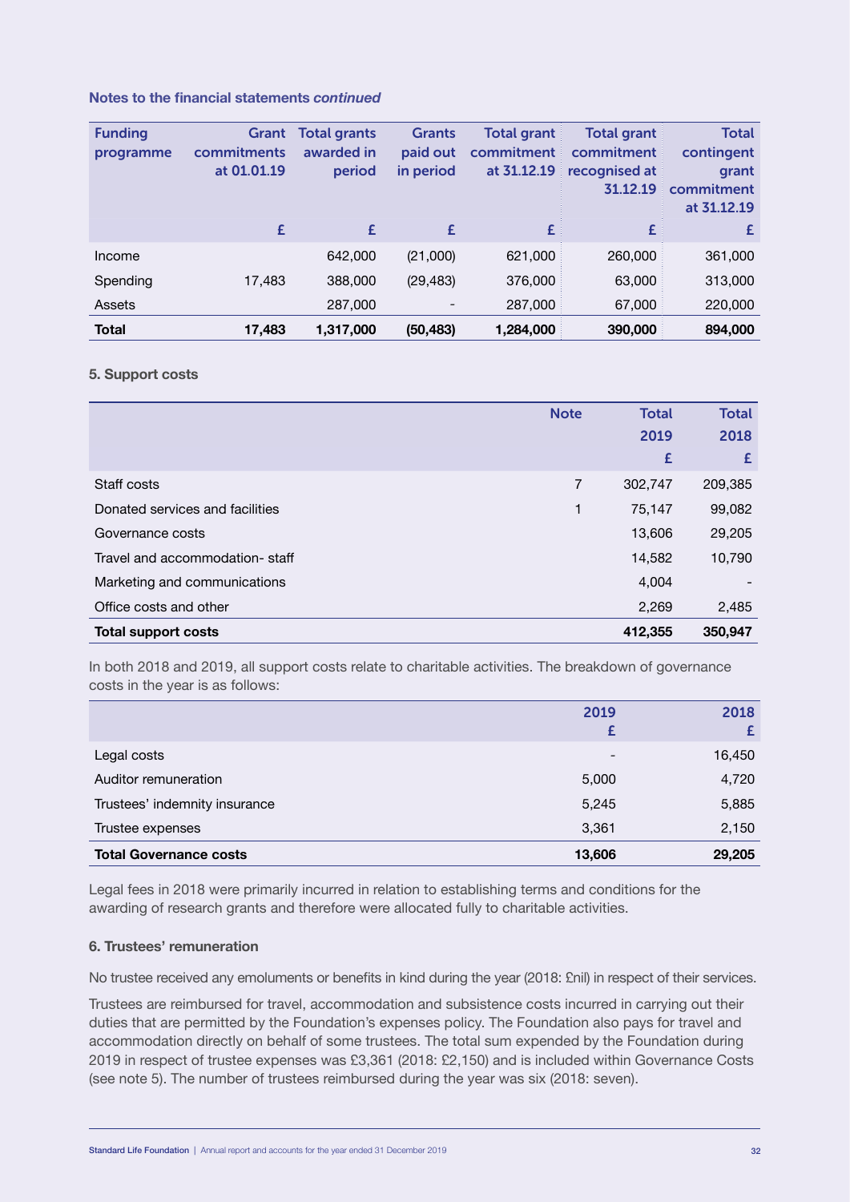Notes to the financial statements *continued*

| Funding programme | Grant commitments at 01.01.19 | Total grants awarded in period | Grants paid out in period | Total grant commitment at 31.12.19 | Total grant commitment recognised at 31.12.19 | Total contingent grant commitment at 31.12.19 |
|---|---|---|---|---|---|---|
| | £ | £ | £ | £ | £ | £ |
| Income | | 642,000 | (21,000) | 621,000 | 260,000 | 361,000 |
| Spending | 17,483 | 388,000 | (29,483) | 376,000 | 63,000 | 313,000 |
| Assets | | 287,000 | - | 287,000 | 67,000 | 220,000 |
| **Total** | **17,483** | **1,317,000** | **(50,483)** | **1,284,000** | **390,000** | **894,000** |

### 5. Support costs

| | Note | Total 2019 £ | Total 2018 £ |
|---|---|---|---|
| Staff costs | 7 | 302,747 | 209,385 |
| Donated services and facilities | 1 | 75,147 | 99,082 |
| Governance costs | | 13,606 | 29,205 |
| Travel and accommodation- staff | | 14,582 | 10,790 |
| Marketing and communications | | 4,004 | - |
| Office costs and other | | 2,269 | 2,485 |
| **Total support costs** | | **412,355** | **350,947** |

In both 2018 and 2019, all support costs relate to charitable activities. The breakdown of governance costs in the year is as follows:

| | 2019 £ | 2018 £ |
|---|---|---|
| Legal costs | - | 16,450 |
| Auditor remuneration | 5,000 | 4,720 |
| Trustees' indemnity insurance | 5,245 | 5,885 |
| Trustee expenses | 3,361 | 2,150 |
| **Total Governance costs** | **13,606** | **29,205** |

Legal fees in 2018 were primarily incurred in relation to establishing terms and conditions for the awarding of research grants and therefore were allocated fully to charitable activities.

### 6. Trustees' remuneration

No trustee received any emoluments or benefits in kind during the year (2018: £nil) in respect of their services.

Trustees are reimbursed for travel, accommodation and subsistence costs incurred in carrying out their duties that are permitted by the Foundation's expenses policy. The Foundation also pays for travel and accommodation directly on behalf of some trustees. The total sum expended by the Foundation during 2019 in respect of trustee expenses was £3,361 (2018: £2,150) and is included within Governance Costs (see note 5). The number of trustees reimbursed during the year was six (2018: seven).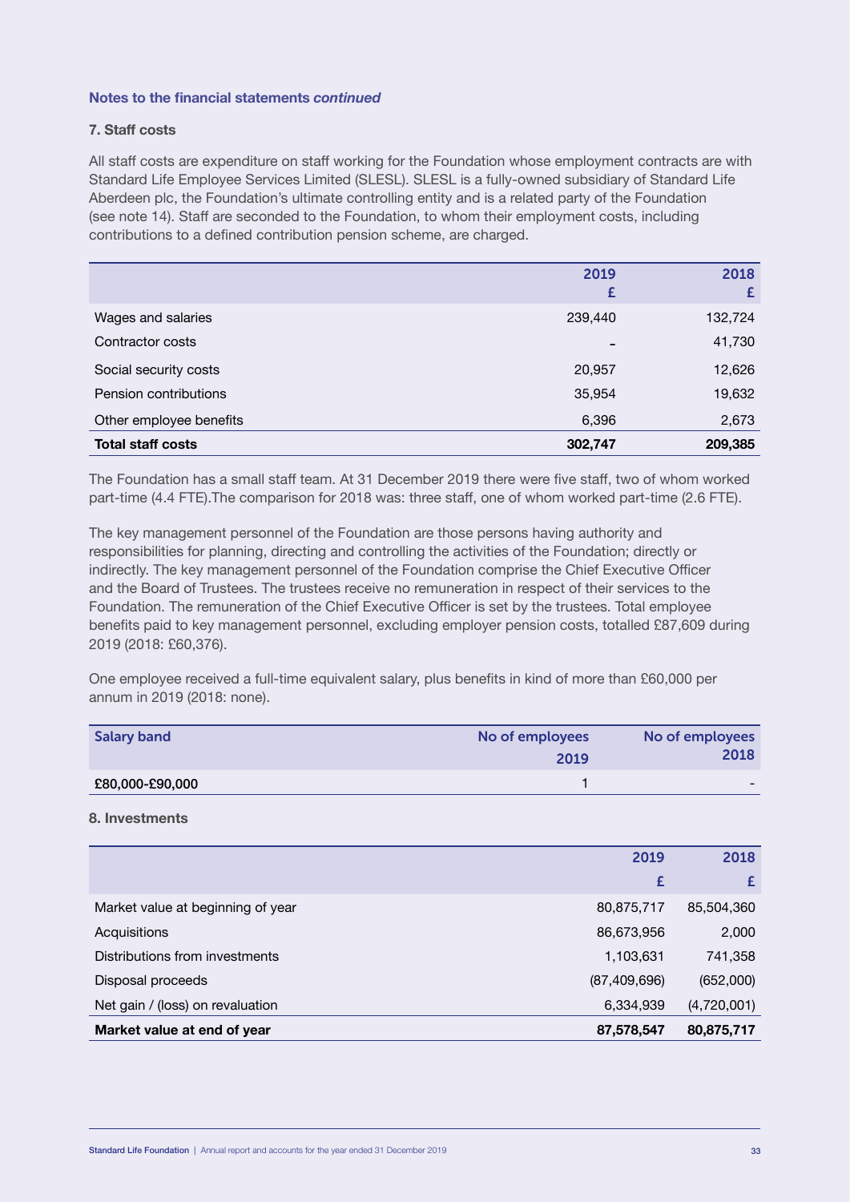**Notes to the financial statements *continued***

### 7. Staff costs

All staff costs are expenditure on staff working for the Foundation whose employment contracts are with Standard Life Employee Services Limited (SLESL). SLESL is a fully-owned subsidiary of Standard Life Aberdeen plc, the Foundation's ultimate controlling entity and is a related party of the Foundation (see note 14). Staff are seconded to the Foundation, to whom their employment costs, including contributions to a defined contribution pension scheme, are charged.

| | 2019 £ | 2018 £ |
|---|---|---|
| Wages and salaries | 239,440 | 132,724 |
| Contractor costs | - | 41,730 |
| Social security costs | 20,957 | 12,626 |
| Pension contributions | 35,954 | 19,632 |
| Other employee benefits | 6,396 | 2,673 |
| **Total staff costs** | **302,747** | **209,385** |

The Foundation has a small staff team. At 31 December 2019 there were five staff, two of whom worked part-time (4.4 FTE).The comparison for 2018 was: three staff, one of whom worked part-time (2.6 FTE).

The key management personnel of the Foundation are those persons having authority and responsibilities for planning, directing and controlling the activities of the Foundation; directly or indirectly. The key management personnel of the Foundation comprise the Chief Executive Officer and the Board of Trustees. The trustees receive no remuneration in respect of their services to the Foundation. The remuneration of the Chief Executive Officer is set by the trustees. Total employee benefits paid to key management personnel, excluding employer pension costs, totalled £87,609 during 2019 (2018: £60,376).

One employee received a full-time equivalent salary, plus benefits in kind of more than £60,000 per annum in 2019 (2018: none).

| Salary band | No of employees 2019 | No of employees 2018 |
|---|---|---|
| £80,000-£90,000 | 1 | - |

### 8. Investments

| | 2019 £ | 2018 £ |
|---|---|---|
| Market value at beginning of year | 80,875,717 | 85,504,360 |
| Acquisitions | 86,673,956 | 2,000 |
| Distributions from investments | 1,103,631 | 741,358 |
| Disposal proceeds | (87,409,696) | (652,000) |
| Net gain / (loss) on revaluation | 6,334,939 | (4,720,001) |
| **Market value at end of year** | **87,578,547** | **80,875,717** |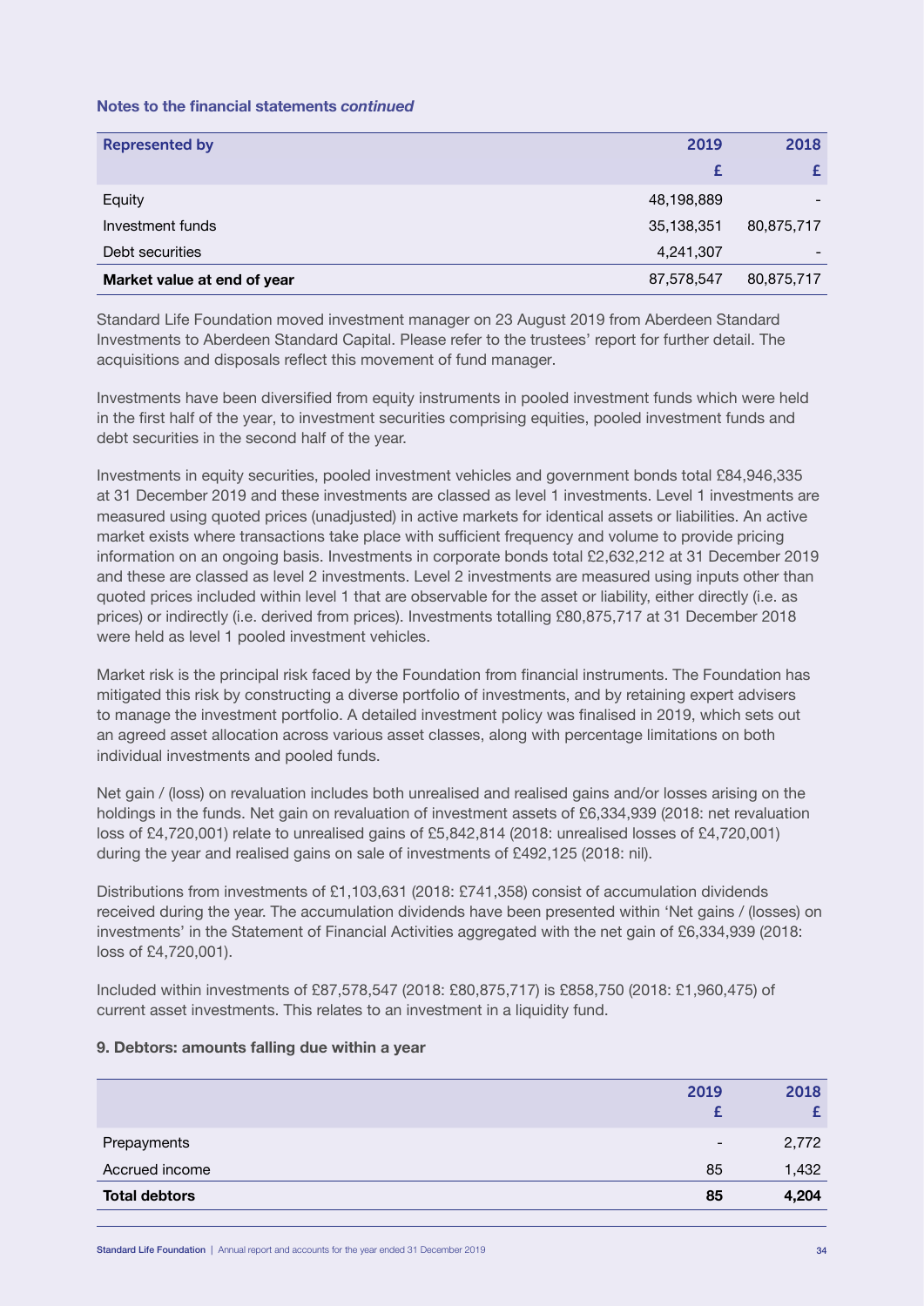**Notes to the financial statements *continued***

| Represented by | 2019 | 2018 |
|---|---|---|
| | £ | £ |
| Equity | 48,198,889 | - |
| Investment funds | 35,138,351 | 80,875,717 |
| Debt securities | 4,241,307 | - |
| **Market value at end of year** | 87,578,547 | 80,875,717 |

Standard Life Foundation moved investment manager on 23 August 2019 from Aberdeen Standard Investments to Aberdeen Standard Capital. Please refer to the trustees' report for further detail. The acquisitions and disposals reflect this movement of fund manager.

Investments have been diversified from equity instruments in pooled investment funds which were held in the first half of the year, to investment securities comprising equities, pooled investment funds and debt securities in the second half of the year.

Investments in equity securities, pooled investment vehicles and government bonds total £84,946,335 at 31 December 2019 and these investments are classed as level 1 investments. Level 1 investments are measured using quoted prices (unadjusted) in active markets for identical assets or liabilities. An active market exists where transactions take place with sufficient frequency and volume to provide pricing information on an ongoing basis. Investments in corporate bonds total £2,632,212 at 31 December 2019 and these are classed as level 2 investments. Level 2 investments are measured using inputs other than quoted prices included within level 1 that are observable for the asset or liability, either directly (i.e. as prices) or indirectly (i.e. derived from prices). Investments totalling £80,875,717 at 31 December 2018 were held as level 1 pooled investment vehicles.

Market risk is the principal risk faced by the Foundation from financial instruments. The Foundation has mitigated this risk by constructing a diverse portfolio of investments, and by retaining expert advisers to manage the investment portfolio. A detailed investment policy was finalised in 2019, which sets out an agreed asset allocation across various asset classes, along with percentage limitations on both individual investments and pooled funds.

Net gain / (loss) on revaluation includes both unrealised and realised gains and/or losses arising on the holdings in the funds. Net gain on revaluation of investment assets of £6,334,939 (2018: net revaluation loss of £4,720,001) relate to unrealised gains of £5,842,814 (2018: unrealised losses of £4,720,001) during the year and realised gains on sale of investments of £492,125 (2018: nil).

Distributions from investments of £1,103,631 (2018: £741,358) consist of accumulation dividends received during the year. The accumulation dividends have been presented within 'Net gains / (losses) on investments' in the Statement of Financial Activities aggregated with the net gain of £6,334,939 (2018: loss of £4,720,001).

Included within investments of £87,578,547 (2018: £80,875,717) is £858,750 (2018: £1,960,475) of current asset investments. This relates to an investment in a liquidity fund.

### 9. Debtors: amounts falling due within a year

| | 2019 £ | 2018 £ |
|---|---|---|
| Prepayments | - | 2,772 |
| Accrued income | 85 | 1,432 |
| **Total debtors** | **85** | **4,204** |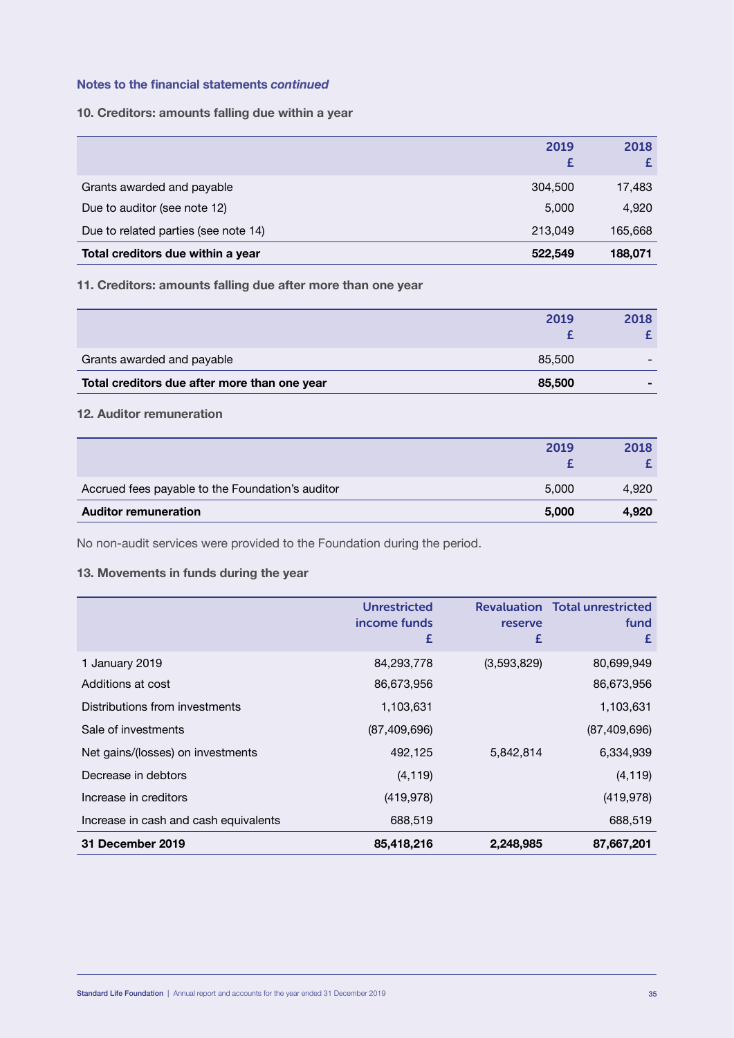Notes to the financial statements *continued*

### 10. Creditors: amounts falling due within a year

| | 2019 £ | 2018 £ |
|---|---|---|
| Grants awarded and payable | 304,500 | 17,483 |
| Due to auditor (see note 12) | 5,000 | 4,920 |
| Due to related parties (see note 14) | 213,049 | 165,668 |
| **Total creditors due within a year** | **522,549** | **188,071** |

### 11. Creditors: amounts falling due after more than one year

| | 2019 £ | 2018 £ |
|---|---|---|
| Grants awarded and payable | 85,500 | - |
| **Total creditors due after more than one year** | **85,500** | **-** |

### 12. Auditor remuneration

| | 2019 £ | 2018 £ |
|---|---|---|
| Accrued fees payable to the Foundation's auditor | 5,000 | 4,920 |
| **Auditor remuneration** | **5,000** | **4,920** |

No non-audit services were provided to the Foundation during the period.

### 13. Movements in funds during the year

| | Unrestricted income funds £ | Revaluation reserve £ | Total unrestricted fund £ |
|---|---|---|---|
| 1 January 2019 | 84,293,778 | (3,593,829) | 80,699,949 |
| Additions at cost | 86,673,956 | | 86,673,956 |
| Distributions from investments | 1,103,631 | | 1,103,631 |
| Sale of investments | (87,409,696) | | (87,409,696) |
| Net gains/(losses) on investments | 492,125 | 5,842,814 | 6,334,939 |
| Decrease in debtors | (4,119) | | (4,119) |
| Increase in creditors | (419,978) | | (419,978) |
| Increase in cash and cash equivalents | 688,519 | | 688,519 |
| **31 December 2019** | **85,418,216** | **2,248,985** | **87,667,201** |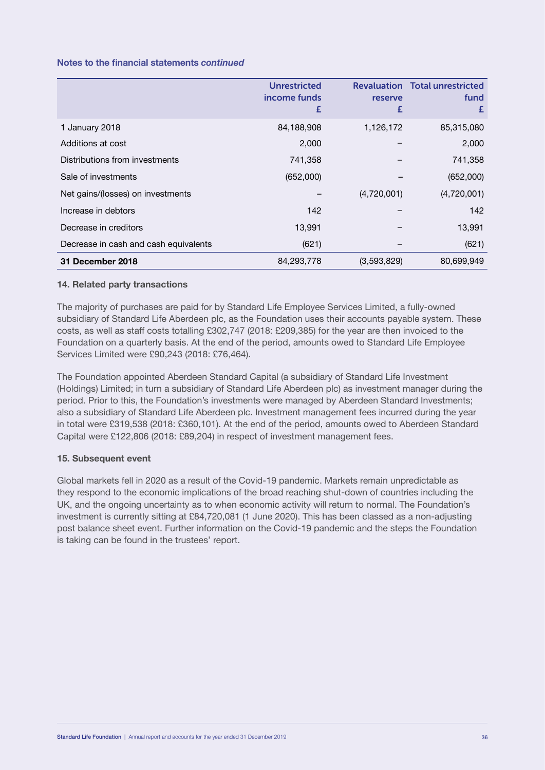Notes to the financial statements *continued*

| | Unrestricted income funds £ | Revaluation reserve £ | Total unrestricted fund £ |
|---|---|---|---|
| 1 January 2018 | 84,188,908 | 1,126,172 | 85,315,080 |
| Additions at cost | 2,000 | – | 2,000 |
| Distributions from investments | 741,358 | – | 741,358 |
| Sale of investments | (652,000) | – | (652,000) |
| Net gains/(losses) on investments | – | (4,720,001) | (4,720,001) |
| Increase in debtors | 142 | – | 142 |
| Decrease in creditors | 13,991 | – | 13,991 |
| Decrease in cash and cash equivalents | (621) | – | (621) |
| **31 December 2018** | 84,293,778 | (3,593,829) | 80,699,949 |

### 14. Related party transactions

The majority of purchases are paid for by Standard Life Employee Services Limited, a fully-owned subsidiary of Standard Life Aberdeen plc, as the Foundation uses their accounts payable system. These costs, as well as staff costs totalling £302,747 (2018: £209,385) for the year are then invoiced to the Foundation on a quarterly basis. At the end of the period, amounts owed to Standard Life Employee Services Limited were £90,243 (2018: £76,464).

The Foundation appointed Aberdeen Standard Capital (a subsidiary of Standard Life Investment (Holdings) Limited; in turn a subsidiary of Standard Life Aberdeen plc) as investment manager during the period. Prior to this, the Foundation's investments were managed by Aberdeen Standard Investments; also a subsidiary of Standard Life Aberdeen plc. Investment management fees incurred during the year in total were £319,538 (2018: £360,101). At the end of the period, amounts owed to Aberdeen Standard Capital were £122,806 (2018: £89,204) in respect of investment management fees.

### 15. Subsequent event

Global markets fell in 2020 as a result of the Covid-19 pandemic. Markets remain unpredictable as they respond to the economic implications of the broad reaching shut-down of countries including the UK, and the ongoing uncertainty as to when economic activity will return to normal. The Foundation's investment is currently sitting at £84,720,081 (1 June 2020). This has been classed as a non-adjusting post balance sheet event. Further information on the Covid-19 pandemic and the steps the Foundation is taking can be found in the trustees' report.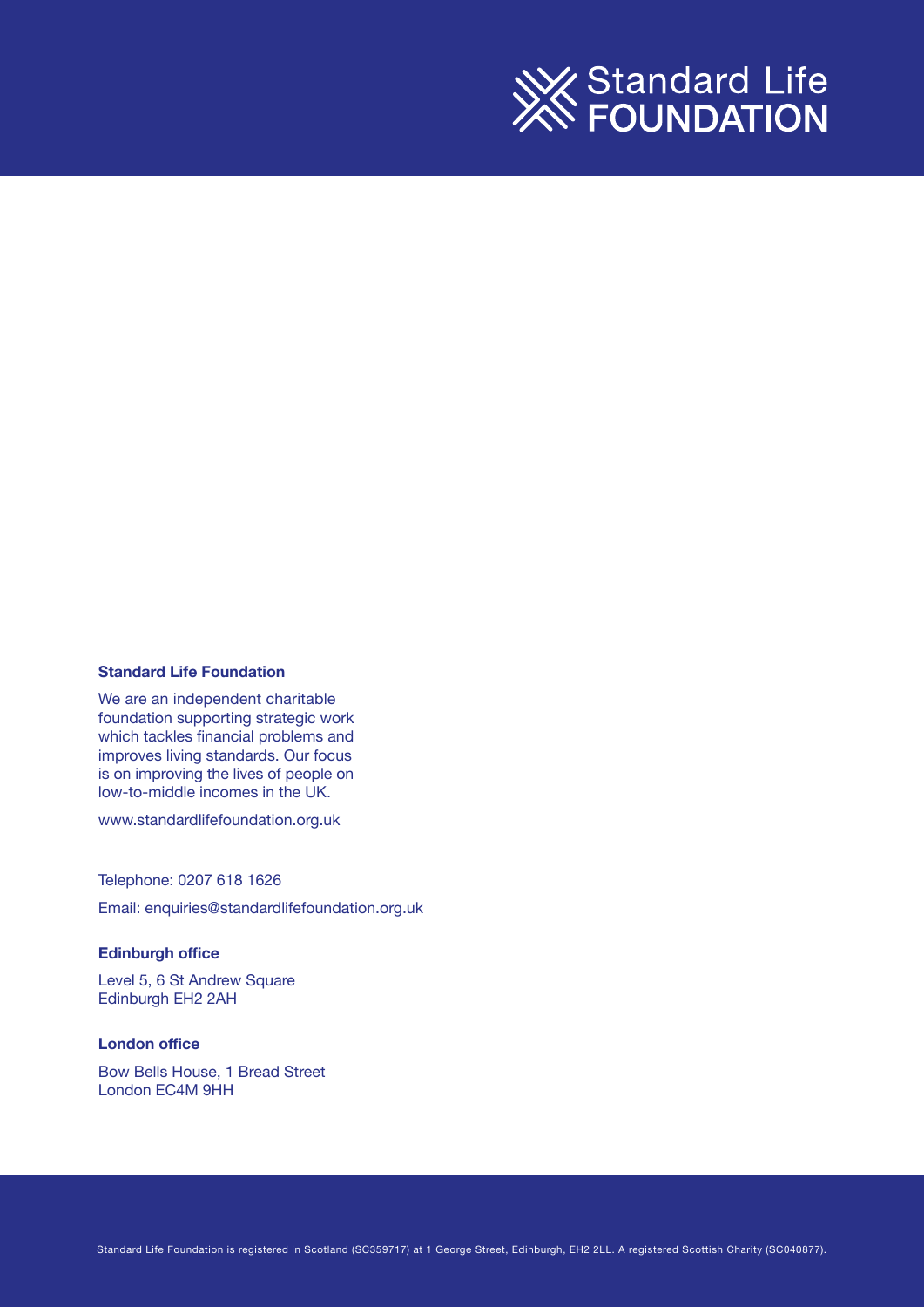Standard Life
FOUNDATION

**Standard Life Foundation**

We are an independent charitable foundation supporting strategic work which tackles financial problems and improves living standards. Our focus is on improving the lives of people on low-to-middle incomes in the UK.

www.standardlifefoundation.org.uk

Telephone: 0207 618 1626

Email: enquiries@standardlifefoundation.org.uk

**Edinburgh office**

Level 5, 6 St Andrew Square
Edinburgh EH2 2AH

**London office**

Bow Bells House, 1 Bread Street
London EC4M 9HH

Standard Life Foundation is registered in Scotland (SC359717) at 1 George Street, Edinburgh, EH2 2LL. A registered Scottish Charity (SC040877).